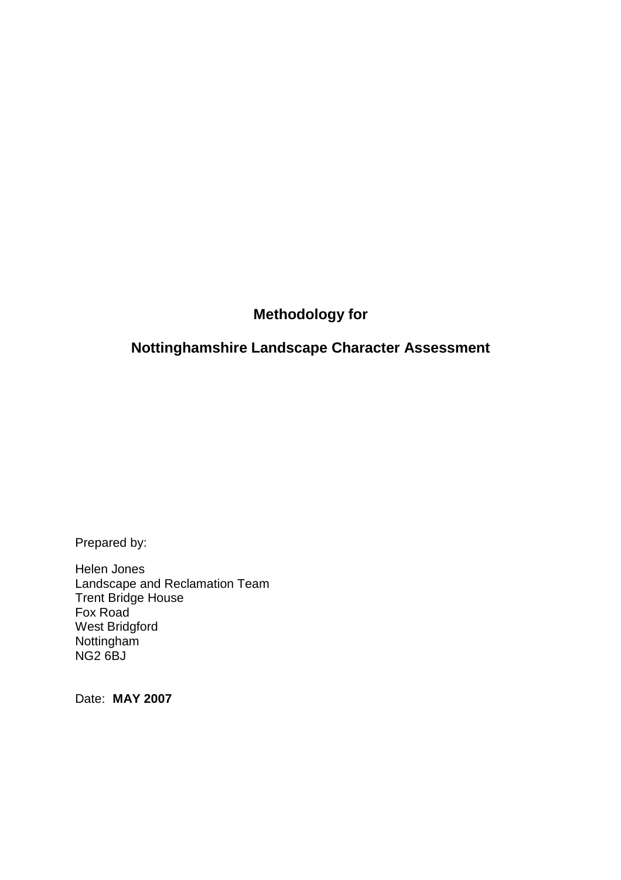# Methodology for

# Nottinghamshire Landscape Character Assessment

Prepared by:

Helen Jones
Landscape and Reclamation Team
Trent Bridge House
Fox Road
West Bridgford
Nottingham
NG2 6BJ

Date: **MAY 2007**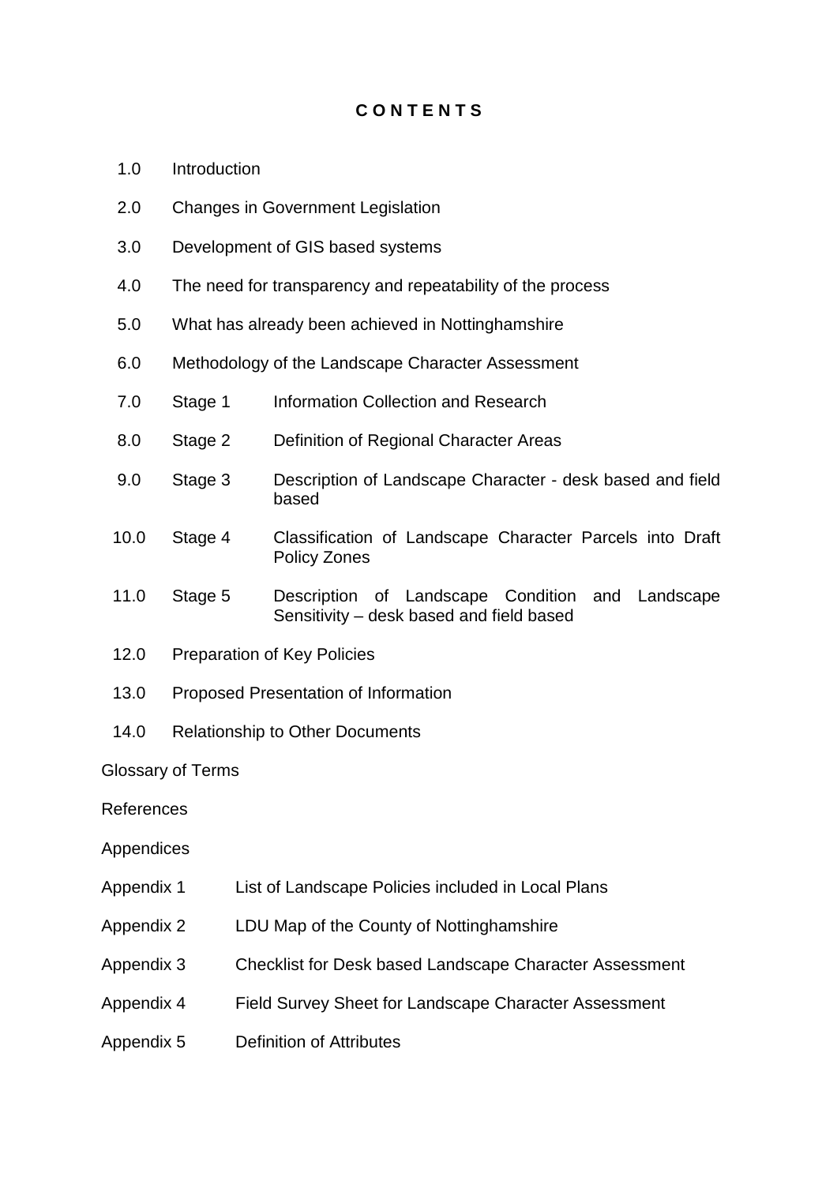# CONTENTS

1.0 Introduction

2.0 Changes in Government Legislation

3.0 Development of GIS based systems

4.0 The need for transparency and repeatability of the process

5.0 What has already been achieved in Nottinghamshire

6.0 Methodology of the Landscape Character Assessment

7.0 Stage 1 Information Collection and Research

8.0 Stage 2 Definition of Regional Character Areas

9.0 Stage 3 Description of Landscape Character - desk based and field based

10.0 Stage 4 Classification of Landscape Character Parcels into Draft Policy Zones

11.0 Stage 5 Description of Landscape Condition and Landscape Sensitivity – desk based and field based

12.0 Preparation of Key Policies

13.0 Proposed Presentation of Information

14.0 Relationship to Other Documents

Glossary of Terms

References

Appendices

Appendix 1 List of Landscape Policies included in Local Plans

Appendix 2 LDU Map of the County of Nottinghamshire

Appendix 3 Checklist for Desk based Landscape Character Assessment

Appendix 4 Field Survey Sheet for Landscape Character Assessment

Appendix 5 Definition of Attributes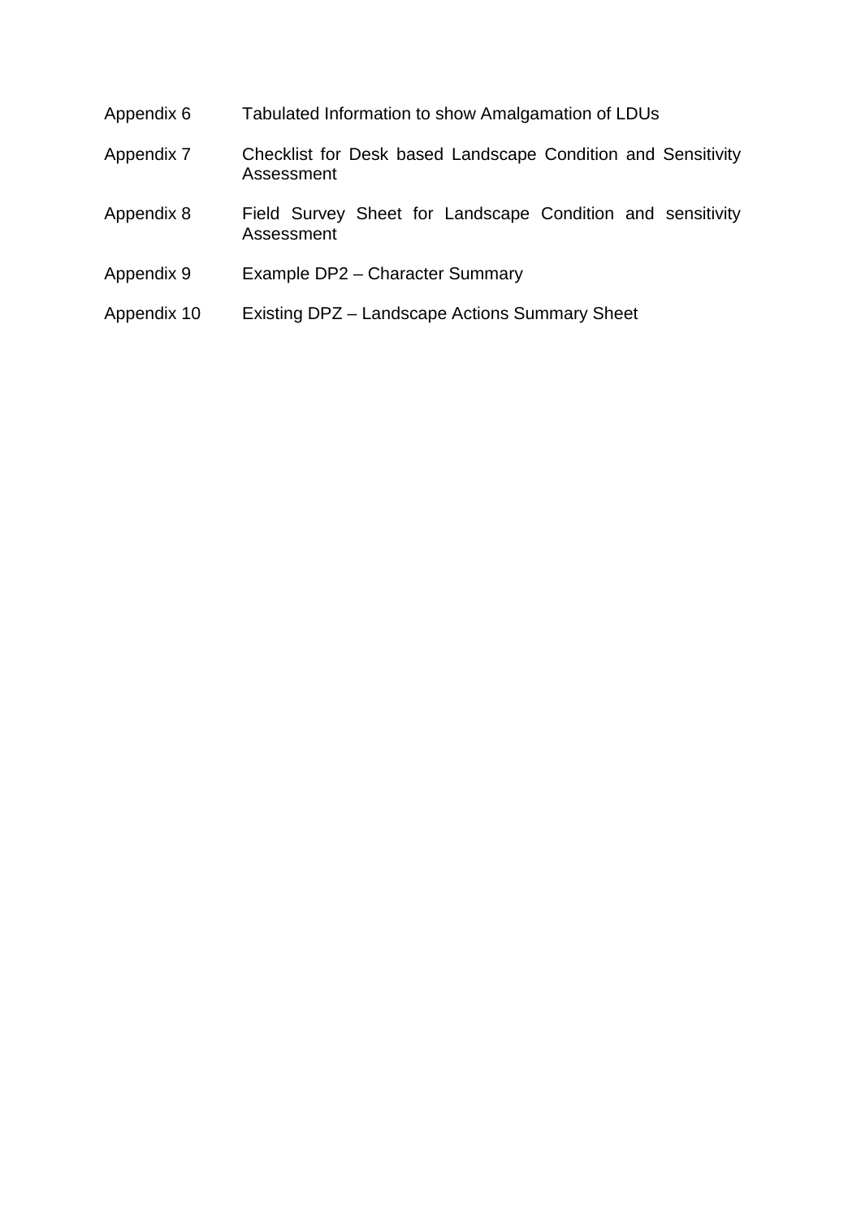| | |
|---|---|
| Appendix 6 | Tabulated Information to show Amalgamation of LDUs |
| Appendix 7 | Checklist for Desk based Landscape Condition and Sensitivity Assessment |
| Appendix 8 | Field Survey Sheet for Landscape Condition and sensitivity Assessment |
| Appendix 9 | Example DP2 – Character Summary |
| Appendix 10 | Existing DPZ – Landscape Actions Summary Sheet |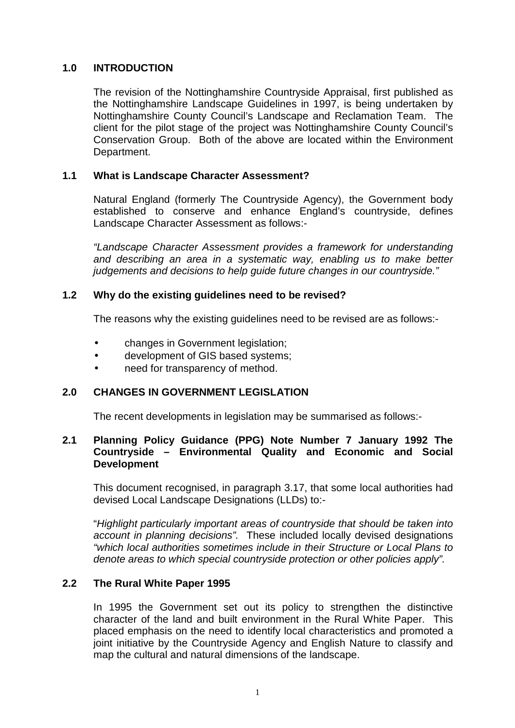## 1.0 INTRODUCTION

The revision of the Nottinghamshire Countryside Appraisal, first published as the Nottinghamshire Landscape Guidelines in 1997, is being undertaken by Nottinghamshire County Council's Landscape and Reclamation Team. The client for the pilot stage of the project was Nottinghamshire County Council's Conservation Group. Both of the above are located within the Environment Department.

### 1.1 What is Landscape Character Assessment?

Natural England (formerly The Countryside Agency), the Government body established to conserve and enhance England's countryside, defines Landscape Character Assessment as follows:-

*"Landscape Character Assessment provides a framework for understanding and describing an area in a systematic way, enabling us to make better judgements and decisions to help guide future changes in our countryside."*

### 1.2 Why do the existing guidelines need to be revised?

The reasons why the existing guidelines need to be revised are as follows:-

- changes in Government legislation;
- development of GIS based systems;
- need for transparency of method.

## 2.0 CHANGES IN GOVERNMENT LEGISLATION

The recent developments in legislation may be summarised as follows:-

### 2.1 Planning Policy Guidance (PPG) Note Number 7 January 1992 The Countryside – Environmental Quality and Economic and Social Development

This document recognised, in paragraph 3.17, that some local authorities had devised Local Landscape Designations (LLDs) to:-

"*Highlight particularly important areas of countryside that should be taken into account in planning decisions".* These included locally devised designations *"which local authorities sometimes include in their Structure or Local Plans to denote areas to which special countryside protection or other policies apply".*

### 2.2 The Rural White Paper 1995

In 1995 the Government set out its policy to strengthen the distinctive character of the land and built environment in the Rural White Paper. This placed emphasis on the need to identify local characteristics and promoted a joint initiative by the Countryside Agency and English Nature to classify and map the cultural and natural dimensions of the landscape.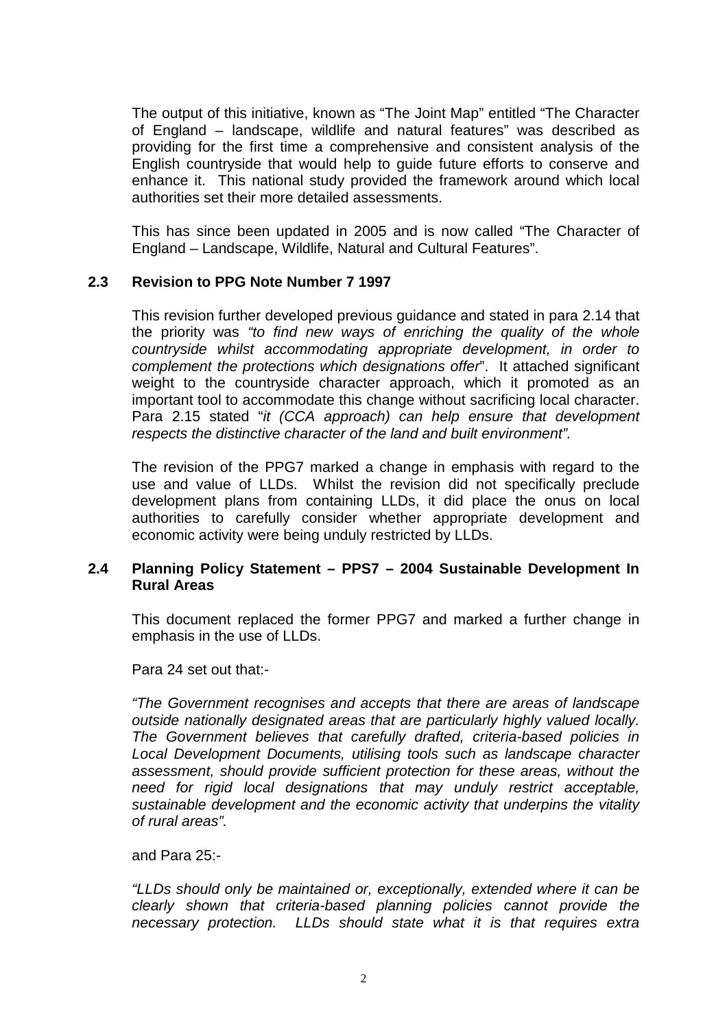The output of this initiative, known as "The Joint Map" entitled "The Character of England – landscape, wildlife and natural features" was described as providing for the first time a comprehensive and consistent analysis of the English countryside that would help to guide future efforts to conserve and enhance it. This national study provided the framework around which local authorities set their more detailed assessments.

This has since been updated in 2005 and is now called "The Character of England – Landscape, Wildlife, Natural and Cultural Features".

### 2.3 Revision to PPG Note Number 7 1997

This revision further developed previous guidance and stated in para 2.14 that the priority was *"to find new ways of enriching the quality of the whole countryside whilst accommodating appropriate development, in order to complement the protections which designations offer*". It attached significant weight to the countryside character approach, which it promoted as an important tool to accommodate this change without sacrificing local character. Para 2.15 stated "*it (CCA approach) can help ensure that development respects the distinctive character of the land and built environment".*

The revision of the PPG7 marked a change in emphasis with regard to the use and value of LLDs. Whilst the revision did not specifically preclude development plans from containing LLDs, it did place the onus on local authorities to carefully consider whether appropriate development and economic activity were being unduly restricted by LLDs.

### 2.4 Planning Policy Statement – PPS7 – 2004 Sustainable Development In Rural Areas

This document replaced the former PPG7 and marked a further change in emphasis in the use of LLDs.

Para 24 set out that:-

*"The Government recognises and accepts that there are areas of landscape outside nationally designated areas that are particularly highly valued locally. The Government believes that carefully drafted, criteria-based policies in Local Development Documents, utilising tools such as landscape character assessment, should provide sufficient protection for these areas, without the need for rigid local designations that may unduly restrict acceptable, sustainable development and the economic activity that underpins the vitality of rural areas".*

and Para 25:-

*"LLDs should only be maintained or, exceptionally, extended where it can be clearly shown that criteria-based planning policies cannot provide the necessary protection. LLDs should state what it is that requires extra*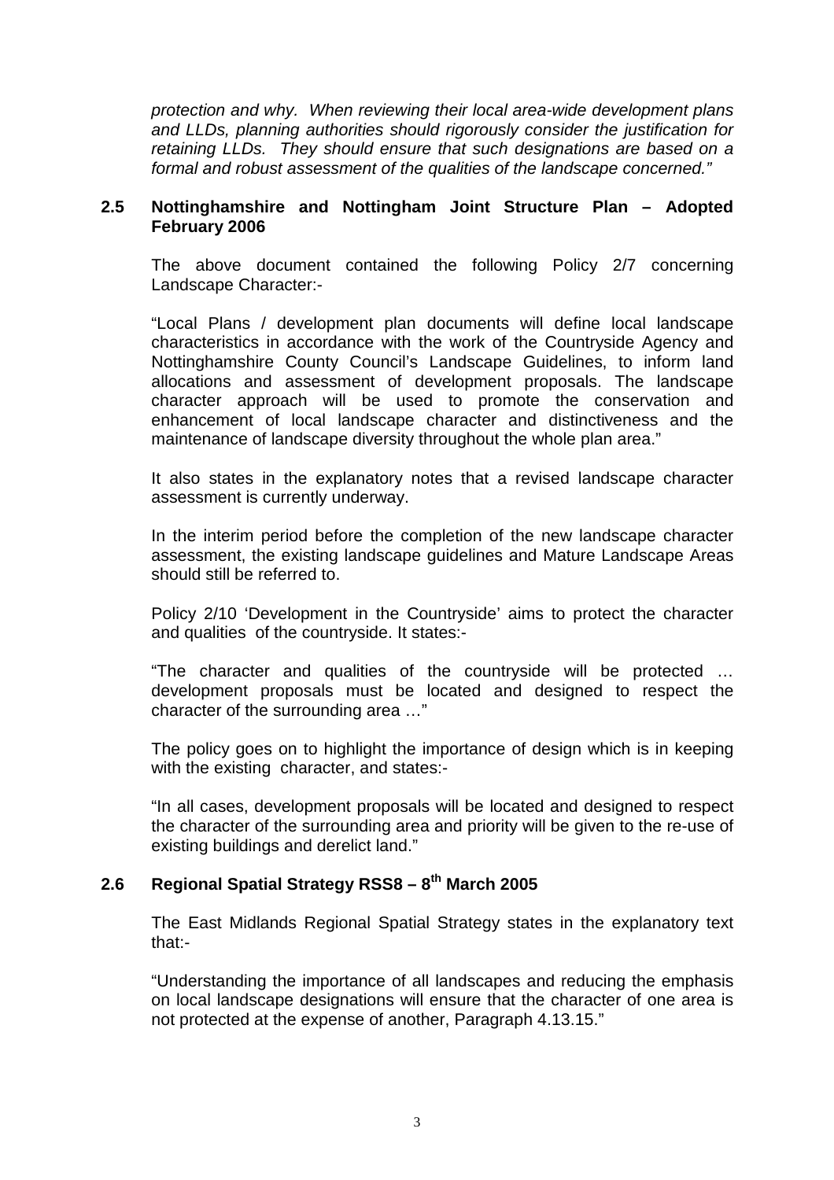*protection and why. When reviewing their local area-wide development plans and LLDs, planning authorities should rigorously consider the justification for retaining LLDs. They should ensure that such designations are based on a formal and robust assessment of the qualities of the landscape concerned."*

## 2.5 Nottinghamshire and Nottingham Joint Structure Plan – Adopted February 2006

The above document contained the following Policy 2/7 concerning Landscape Character:-

"Local Plans / development plan documents will define local landscape characteristics in accordance with the work of the Countryside Agency and Nottinghamshire County Council's Landscape Guidelines, to inform land allocations and assessment of development proposals. The landscape character approach will be used to promote the conservation and enhancement of local landscape character and distinctiveness and the maintenance of landscape diversity throughout the whole plan area."

It also states in the explanatory notes that a revised landscape character assessment is currently underway.

In the interim period before the completion of the new landscape character assessment, the existing landscape guidelines and Mature Landscape Areas should still be referred to.

Policy 2/10 'Development in the Countryside' aims to protect the character and qualities of the countryside. It states:-

"The character and qualities of the countryside will be protected … development proposals must be located and designed to respect the character of the surrounding area …"

The policy goes on to highlight the importance of design which is in keeping with the existing character, and states:-

"In all cases, development proposals will be located and designed to respect the character of the surrounding area and priority will be given to the re-use of existing buildings and derelict land."

## 2.6 Regional Spatial Strategy RSS8 – 8th March 2005

The East Midlands Regional Spatial Strategy states in the explanatory text that:-

"Understanding the importance of all landscapes and reducing the emphasis on local landscape designations will ensure that the character of one area is not protected at the expense of another, Paragraph 4.13.15."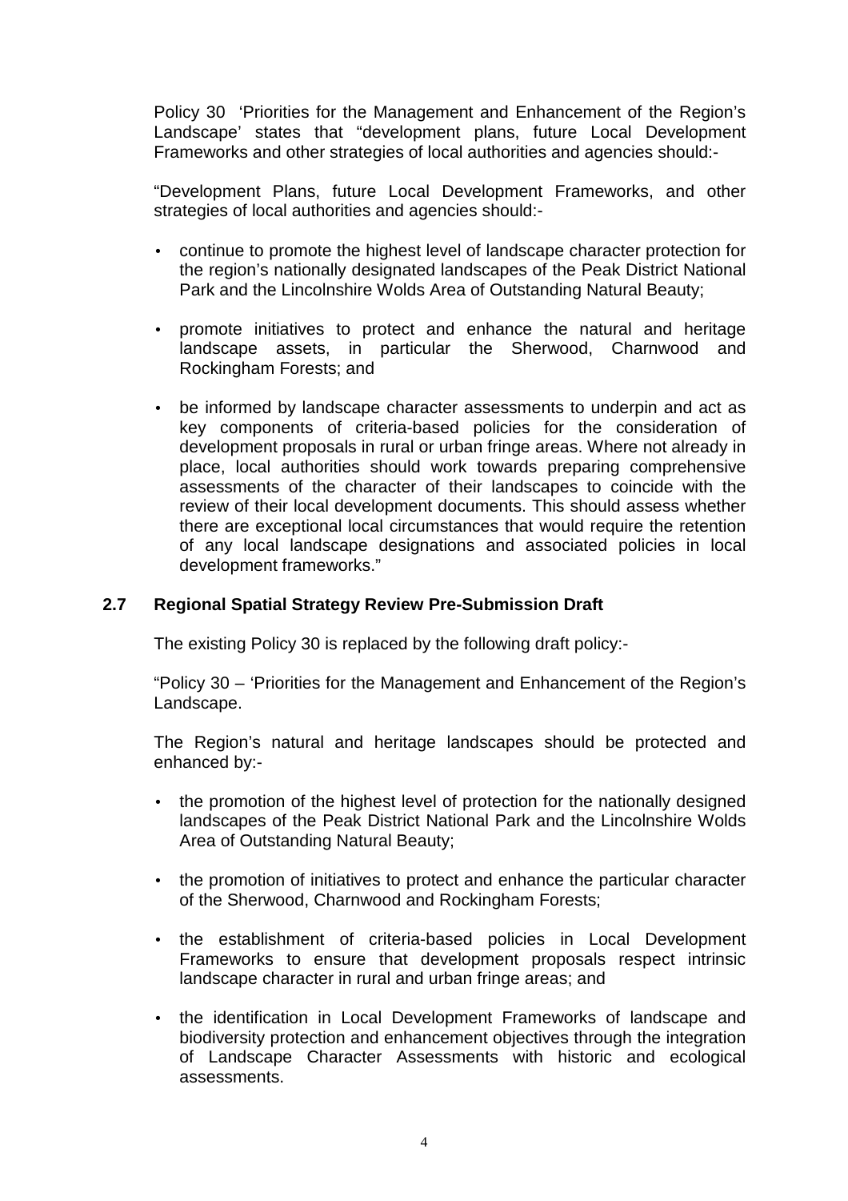Policy 30 'Priorities for the Management and Enhancement of the Region's Landscape' states that "development plans, future Local Development Frameworks and other strategies of local authorities and agencies should:-

"Development Plans, future Local Development Frameworks, and other strategies of local authorities and agencies should:-

- continue to promote the highest level of landscape character protection for the region's nationally designated landscapes of the Peak District National Park and the Lincolnshire Wolds Area of Outstanding Natural Beauty;
- promote initiatives to protect and enhance the natural and heritage landscape assets, in particular the Sherwood, Charnwood and Rockingham Forests; and
- be informed by landscape character assessments to underpin and act as key components of criteria-based policies for the consideration of development proposals in rural or urban fringe areas. Where not already in place, local authorities should work towards preparing comprehensive assessments of the character of their landscapes to coincide with the review of their local development documents. This should assess whether there are exceptional local circumstances that would require the retention of any local landscape designations and associated policies in local development frameworks."

## 2.7 Regional Spatial Strategy Review Pre-Submission Draft

The existing Policy 30 is replaced by the following draft policy:-

"Policy 30 – 'Priorities for the Management and Enhancement of the Region's Landscape.

The Region's natural and heritage landscapes should be protected and enhanced by:-

- the promotion of the highest level of protection for the nationally designed landscapes of the Peak District National Park and the Lincolnshire Wolds Area of Outstanding Natural Beauty;
- the promotion of initiatives to protect and enhance the particular character of the Sherwood, Charnwood and Rockingham Forests;
- the establishment of criteria-based policies in Local Development Frameworks to ensure that development proposals respect intrinsic landscape character in rural and urban fringe areas; and
- the identification in Local Development Frameworks of landscape and biodiversity protection and enhancement objectives through the integration of Landscape Character Assessments with historic and ecological assessments.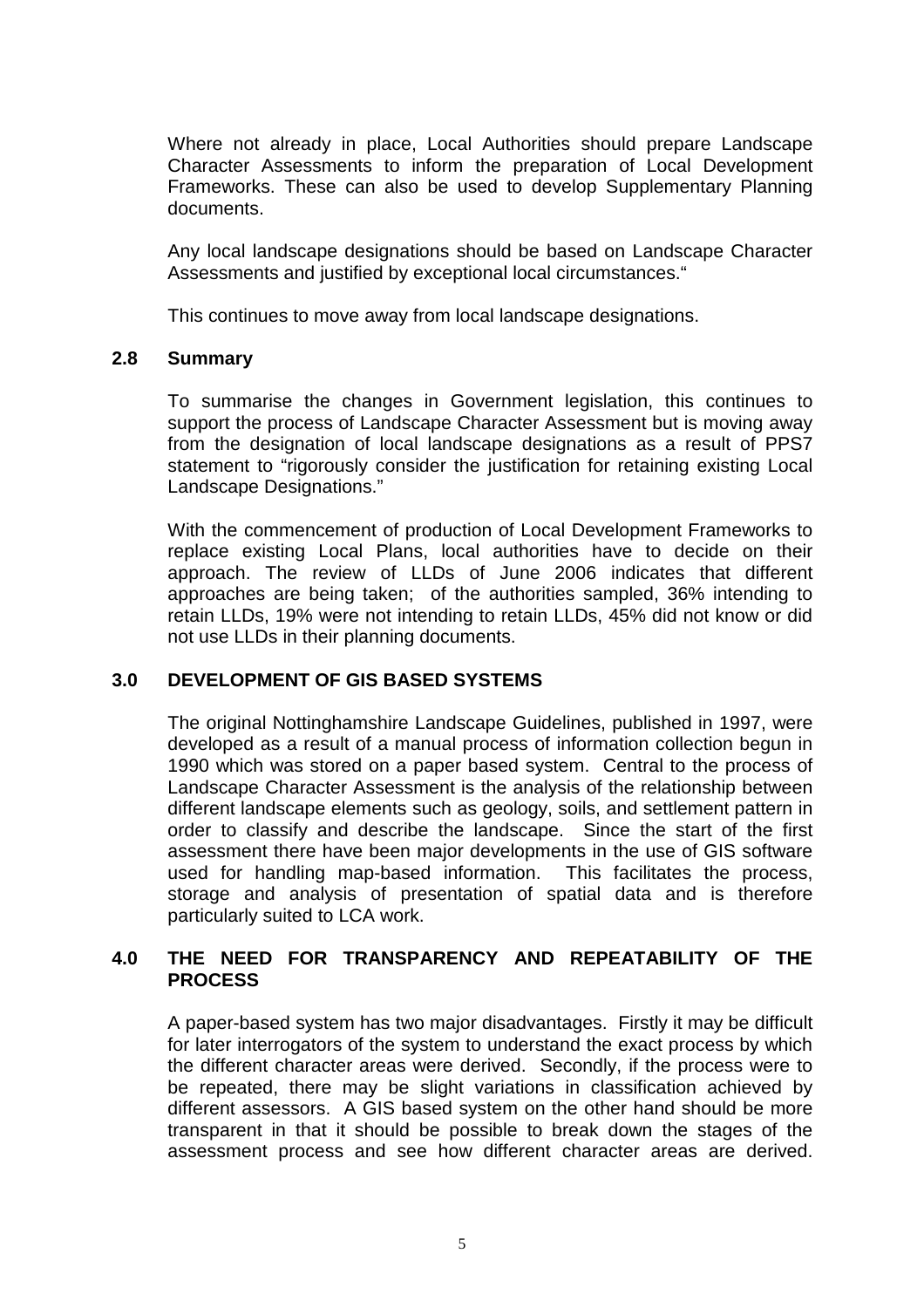Where not already in place, Local Authorities should prepare Landscape Character Assessments to inform the preparation of Local Development Frameworks. These can also be used to develop Supplementary Planning documents.

Any local landscape designations should be based on Landscape Character Assessments and justified by exceptional local circumstances."

This continues to move away from local landscape designations.

## 2.8 Summary

To summarise the changes in Government legislation, this continues to support the process of Landscape Character Assessment but is moving away from the designation of local landscape designations as a result of PPS7 statement to "rigorously consider the justification for retaining existing Local Landscape Designations."

With the commencement of production of Local Development Frameworks to replace existing Local Plans, local authorities have to decide on their approach. The review of LLDs of June 2006 indicates that different approaches are being taken; of the authorities sampled, 36% intending to retain LLDs, 19% were not intending to retain LLDs, 45% did not know or did not use LLDs in their planning documents.

# 3.0 DEVELOPMENT OF GIS BASED SYSTEMS

The original Nottinghamshire Landscape Guidelines, published in 1997, were developed as a result of a manual process of information collection begun in 1990 which was stored on a paper based system. Central to the process of Landscape Character Assessment is the analysis of the relationship between different landscape elements such as geology, soils, and settlement pattern in order to classify and describe the landscape. Since the start of the first assessment there have been major developments in the use of GIS software used for handling map-based information. This facilitates the process, storage and analysis of presentation of spatial data and is therefore particularly suited to LCA work.

# 4.0 THE NEED FOR TRANSPARENCY AND REPEATABILITY OF THE PROCESS

A paper-based system has two major disadvantages. Firstly it may be difficult for later interrogators of the system to understand the exact process by which the different character areas were derived. Secondly, if the process were to be repeated, there may be slight variations in classification achieved by different assessors. A GIS based system on the other hand should be more transparent in that it should be possible to break down the stages of the assessment process and see how different character areas are derived.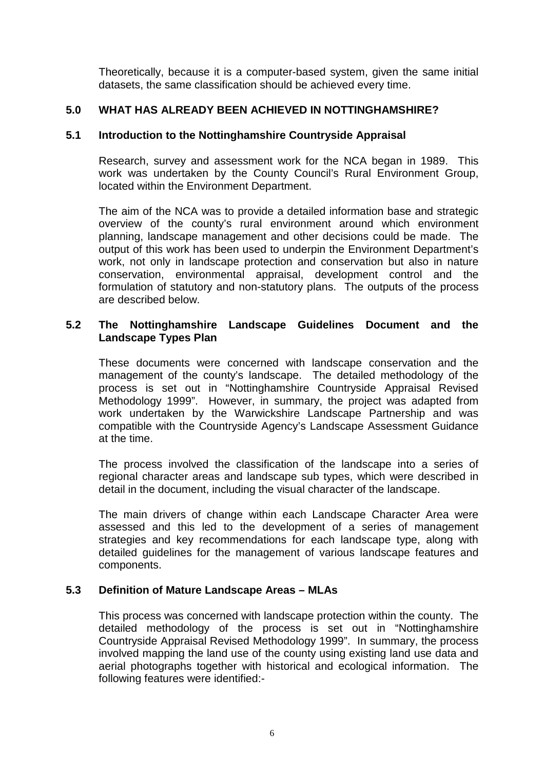Theoretically, because it is a computer-based system, given the same initial datasets, the same classification should be achieved every time.

## 5.0 WHAT HAS ALREADY BEEN ACHIEVED IN NOTTINGHAMSHIRE?

### 5.1 Introduction to the Nottinghamshire Countryside Appraisal

Research, survey and assessment work for the NCA began in 1989. This work was undertaken by the County Council's Rural Environment Group, located within the Environment Department.

The aim of the NCA was to provide a detailed information base and strategic overview of the county's rural environment around which environment planning, landscape management and other decisions could be made. The output of this work has been used to underpin the Environment Department's work, not only in landscape protection and conservation but also in nature conservation, environmental appraisal, development control and the formulation of statutory and non-statutory plans. The outputs of the process are described below.

### 5.2 The Nottinghamshire Landscape Guidelines Document and the Landscape Types Plan

These documents were concerned with landscape conservation and the management of the county's landscape. The detailed methodology of the process is set out in "Nottinghamshire Countryside Appraisal Revised Methodology 1999". However, in summary, the project was adapted from work undertaken by the Warwickshire Landscape Partnership and was compatible with the Countryside Agency's Landscape Assessment Guidance at the time.

The process involved the classification of the landscape into a series of regional character areas and landscape sub types, which were described in detail in the document, including the visual character of the landscape.

The main drivers of change within each Landscape Character Area were assessed and this led to the development of a series of management strategies and key recommendations for each landscape type, along with detailed guidelines for the management of various landscape features and components.

### 5.3 Definition of Mature Landscape Areas – MLAs

This process was concerned with landscape protection within the county. The detailed methodology of the process is set out in "Nottinghamshire Countryside Appraisal Revised Methodology 1999". In summary, the process involved mapping the land use of the county using existing land use data and aerial photographs together with historical and ecological information. The following features were identified:-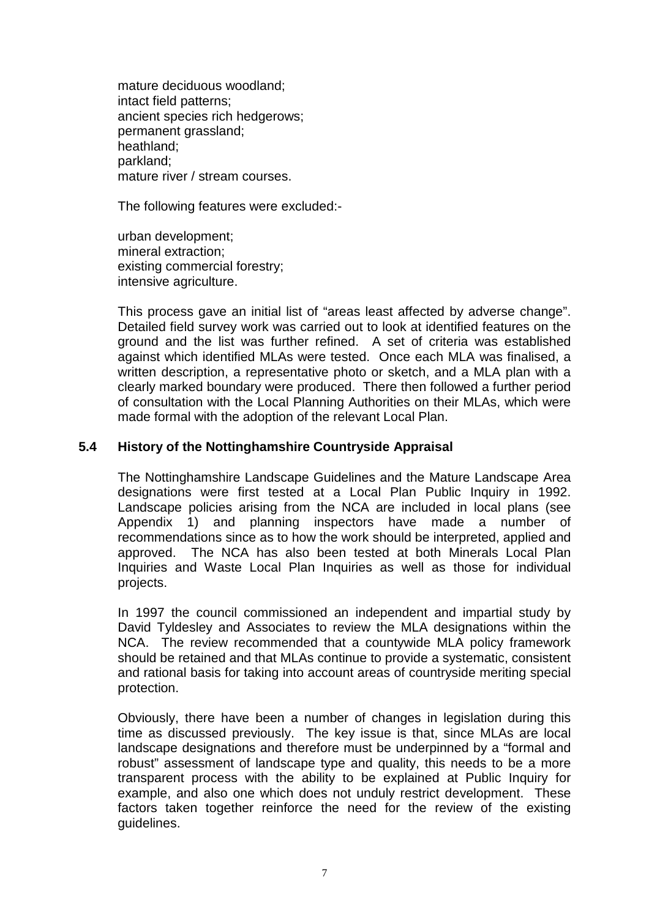mature deciduous woodland;
intact field patterns;
ancient species rich hedgerows;
permanent grassland;
heathland;
parkland;
mature river / stream courses.

The following features were excluded:-

urban development;
mineral extraction;
existing commercial forestry;
intensive agriculture.

This process gave an initial list of "areas least affected by adverse change". Detailed field survey work was carried out to look at identified features on the ground and the list was further refined. A set of criteria was established against which identified MLAs were tested. Once each MLA was finalised, a written description, a representative photo or sketch, and a MLA plan with a clearly marked boundary were produced. There then followed a further period of consultation with the Local Planning Authorities on their MLAs, which were made formal with the adoption of the relevant Local Plan.

### 5.4 History of the Nottinghamshire Countryside Appraisal

The Nottinghamshire Landscape Guidelines and the Mature Landscape Area designations were first tested at a Local Plan Public Inquiry in 1992. Landscape policies arising from the NCA are included in local plans (see Appendix 1) and planning inspectors have made a number of recommendations since as to how the work should be interpreted, applied and approved. The NCA has also been tested at both Minerals Local Plan Inquiries and Waste Local Plan Inquiries as well as those for individual projects.

In 1997 the council commissioned an independent and impartial study by David Tyldesley and Associates to review the MLA designations within the NCA. The review recommended that a countywide MLA policy framework should be retained and that MLAs continue to provide a systematic, consistent and rational basis for taking into account areas of countryside meriting special protection.

Obviously, there have been a number of changes in legislation during this time as discussed previously. The key issue is that, since MLAs are local landscape designations and therefore must be underpinned by a "formal and robust" assessment of landscape type and quality, this needs to be a more transparent process with the ability to be explained at Public Inquiry for example, and also one which does not unduly restrict development. These factors taken together reinforce the need for the review of the existing guidelines.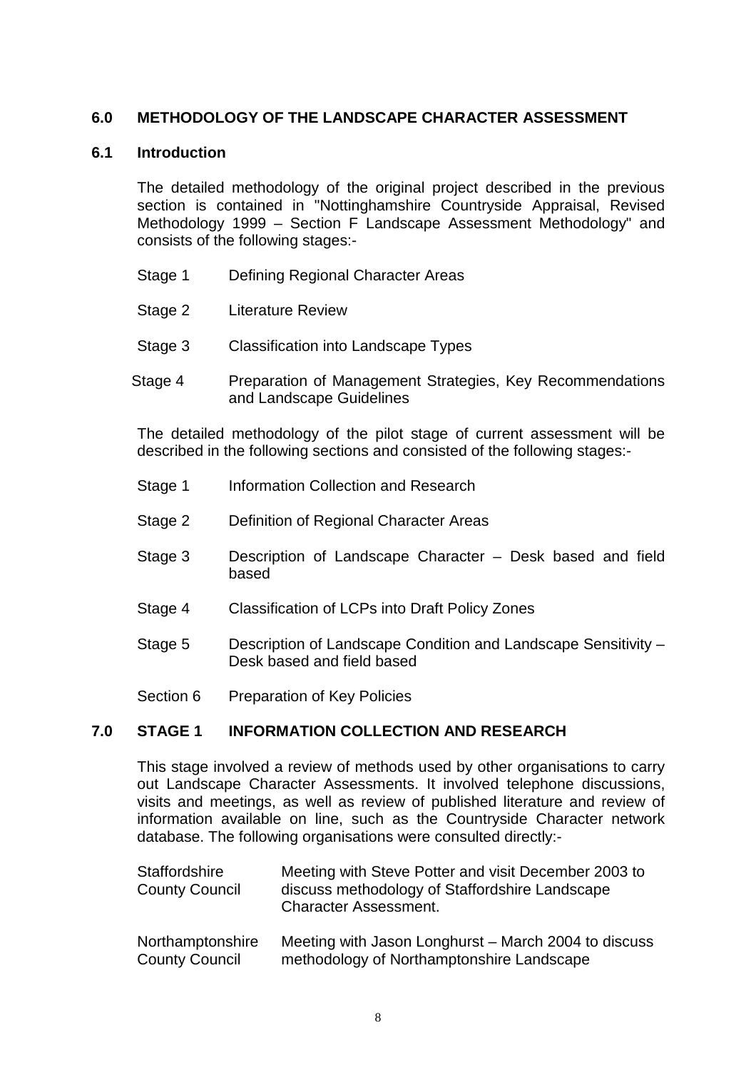## 6.0 METHODOLOGY OF THE LANDSCAPE CHARACTER ASSESSMENT

### 6.1 Introduction

The detailed methodology of the original project described in the previous section is contained in "Nottinghamshire Countryside Appraisal, Revised Methodology 1999 – Section F Landscape Assessment Methodology" and consists of the following stages:-

| | |
|---|---|
| Stage 1 | Defining Regional Character Areas |
| Stage 2 | Literature Review |
| Stage 3 | Classification into Landscape Types |
| Stage 4 | Preparation of Management Strategies, Key Recommendations and Landscape Guidelines |

The detailed methodology of the pilot stage of current assessment will be described in the following sections and consisted of the following stages:-

| | |
|---|---|
| Stage 1 | Information Collection and Research |
| Stage 2 | Definition of Regional Character Areas |
| Stage 3 | Description of Landscape Character – Desk based and field based |
| Stage 4 | Classification of LCPs into Draft Policy Zones |
| Stage 5 | Description of Landscape Condition and Landscape Sensitivity – Desk based and field based |
| Section 6 | Preparation of Key Policies |

## 7.0 STAGE 1 INFORMATION COLLECTION AND RESEARCH

This stage involved a review of methods used by other organisations to carry out Landscape Character Assessments. It involved telephone discussions, visits and meetings, as well as review of published literature and review of information available on line, such as the Countryside Character network database. The following organisations were consulted directly:-

| | |
|---|---|
| Staffordshire County Council | Meeting with Steve Potter and visit December 2003 to discuss methodology of Staffordshire Landscape Character Assessment. |
| Northamptonshire County Council | Meeting with Jason Longhurst – March 2004 to discuss methodology of Northamptonshire Landscape |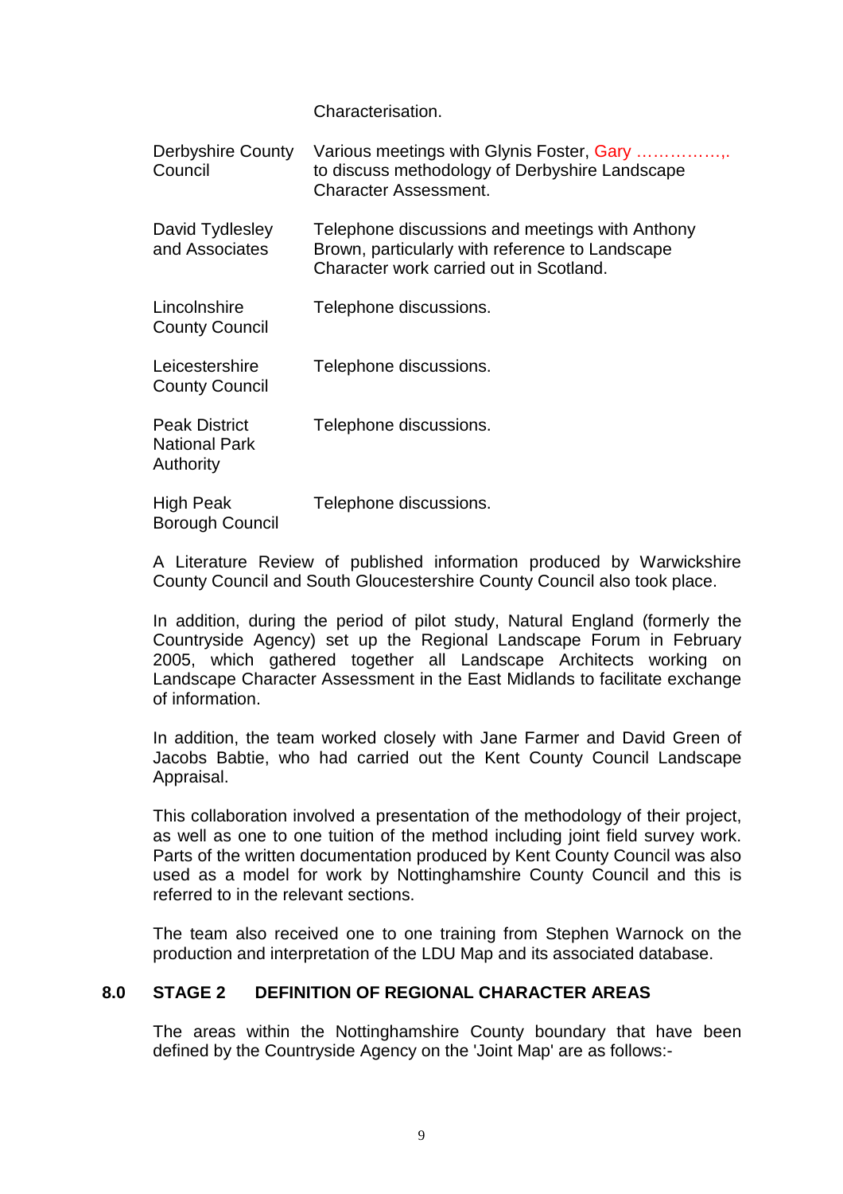| | |
|---|---|
| | Characterisation. |
| Derbyshire County Council | Various meetings with Glynis Foster, Gary ……………,. to discuss methodology of Derbyshire Landscape Character Assessment. |
| David Tydlesley and Associates | Telephone discussions and meetings with Anthony Brown, particularly with reference to Landscape Character work carried out in Scotland. |
| Lincolnshire County Council | Telephone discussions. |
| Leicestershire County Council | Telephone discussions. |
| Peak District National Park Authority | Telephone discussions. |
| High Peak Borough Council | Telephone discussions. |

A Literature Review of published information produced by Warwickshire County Council and South Gloucestershire County Council also took place.

In addition, during the period of pilot study, Natural England (formerly the Countryside Agency) set up the Regional Landscape Forum in February 2005, which gathered together all Landscape Architects working on Landscape Character Assessment in the East Midlands to facilitate exchange of information.

In addition, the team worked closely with Jane Farmer and David Green of Jacobs Babtie, who had carried out the Kent County Council Landscape Appraisal.

This collaboration involved a presentation of the methodology of their project, as well as one to one tuition of the method including joint field survey work. Parts of the written documentation produced by Kent County Council was also used as a model for work by Nottinghamshire County Council and this is referred to in the relevant sections.

The team also received one to one training from Stephen Warnock on the production and interpretation of the LDU Map and its associated database.

## 8.0 STAGE 2 DEFINITION OF REGIONAL CHARACTER AREAS

The areas within the Nottinghamshire County boundary that have been defined by the Countryside Agency on the 'Joint Map' are as follows:-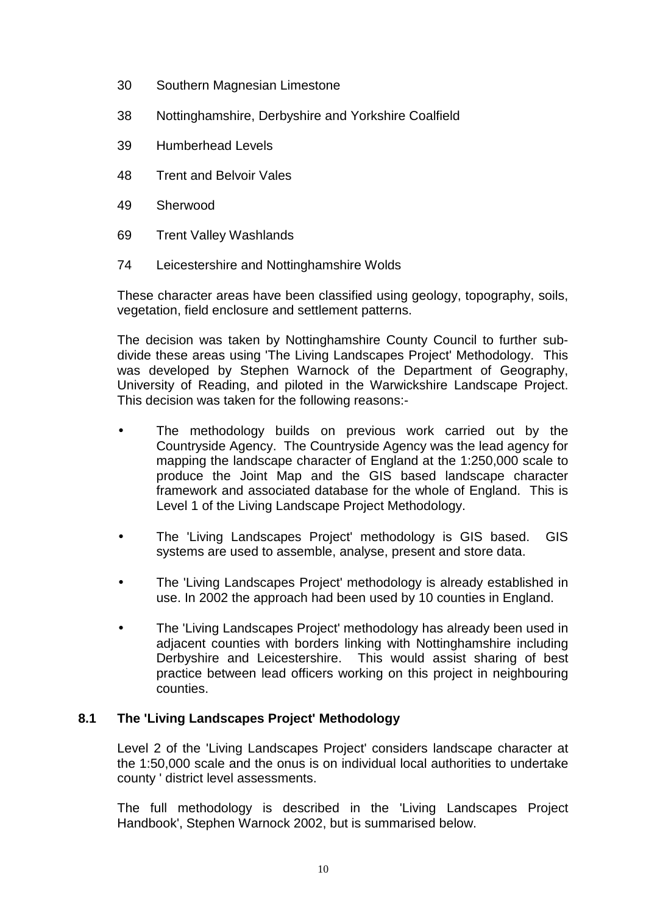30 Southern Magnesian Limestone

38 Nottinghamshire, Derbyshire and Yorkshire Coalfield

39 Humberhead Levels

48 Trent and Belvoir Vales

49 Sherwood

69 Trent Valley Washlands

74 Leicestershire and Nottinghamshire Wolds

These character areas have been classified using geology, topography, soils, vegetation, field enclosure and settlement patterns.

The decision was taken by Nottinghamshire County Council to further sub-divide these areas using 'The Living Landscapes Project' Methodology. This was developed by Stephen Warnock of the Department of Geography, University of Reading, and piloted in the Warwickshire Landscape Project. This decision was taken for the following reasons:-

- The methodology builds on previous work carried out by the Countryside Agency. The Countryside Agency was the lead agency for mapping the landscape character of England at the 1:250,000 scale to produce the Joint Map and the GIS based landscape character framework and associated database for the whole of England. This is Level 1 of the Living Landscape Project Methodology.
- The 'Living Landscapes Project' methodology is GIS based. GIS systems are used to assemble, analyse, present and store data.
- The 'Living Landscapes Project' methodology is already established in use. In 2002 the approach had been used by 10 counties in England.
- The 'Living Landscapes Project' methodology has already been used in adjacent counties with borders linking with Nottinghamshire including Derbyshire and Leicestershire. This would assist sharing of best practice between lead officers working on this project in neighbouring counties.

## 8.1 The 'Living Landscapes Project' Methodology

Level 2 of the 'Living Landscapes Project' considers landscape character at the 1:50,000 scale and the onus is on individual local authorities to undertake county ' district level assessments.

The full methodology is described in the 'Living Landscapes Project Handbook', Stephen Warnock 2002, but is summarised below.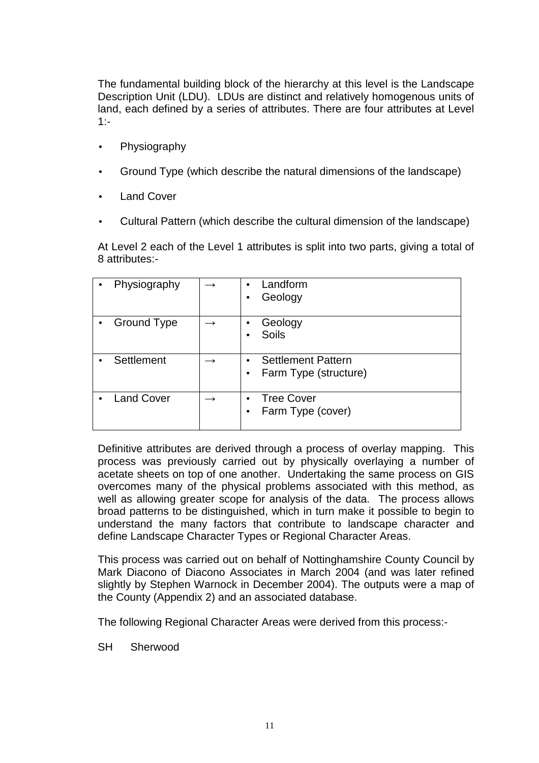The fundamental building block of the hierarchy at this level is the Landscape Description Unit (LDU). LDUs are distinct and relatively homogenous units of land, each defined by a series of attributes. There are four attributes at Level 1:-

- Physiography
- Ground Type (which describe the natural dimensions of the landscape)
- Land Cover
- Cultural Pattern (which describe the cultural dimension of the landscape)

At Level 2 each of the Level 1 attributes is split into two parts, giving a total of 8 attributes:-

| | | |
|---|---|---|
| • Physiography | → | • Landform<br>• Geology |
| • Ground Type | → | • Geology<br>• Soils |
| • Settlement | → | • Settlement Pattern<br>• Farm Type (structure) |
| • Land Cover | → | • Tree Cover<br>• Farm Type (cover) |

Definitive attributes are derived through a process of overlay mapping. This process was previously carried out by physically overlaying a number of acetate sheets on top of one another. Undertaking the same process on GIS overcomes many of the physical problems associated with this method, as well as allowing greater scope for analysis of the data. The process allows broad patterns to be distinguished, which in turn make it possible to begin to understand the many factors that contribute to landscape character and define Landscape Character Types or Regional Character Areas.

This process was carried out on behalf of Nottinghamshire County Council by Mark Diacono of Diacono Associates in March 2004 (and was later refined slightly by Stephen Warnock in December 2004). The outputs were a map of the County (Appendix 2) and an associated database.

The following Regional Character Areas were derived from this process:-

SH Sherwood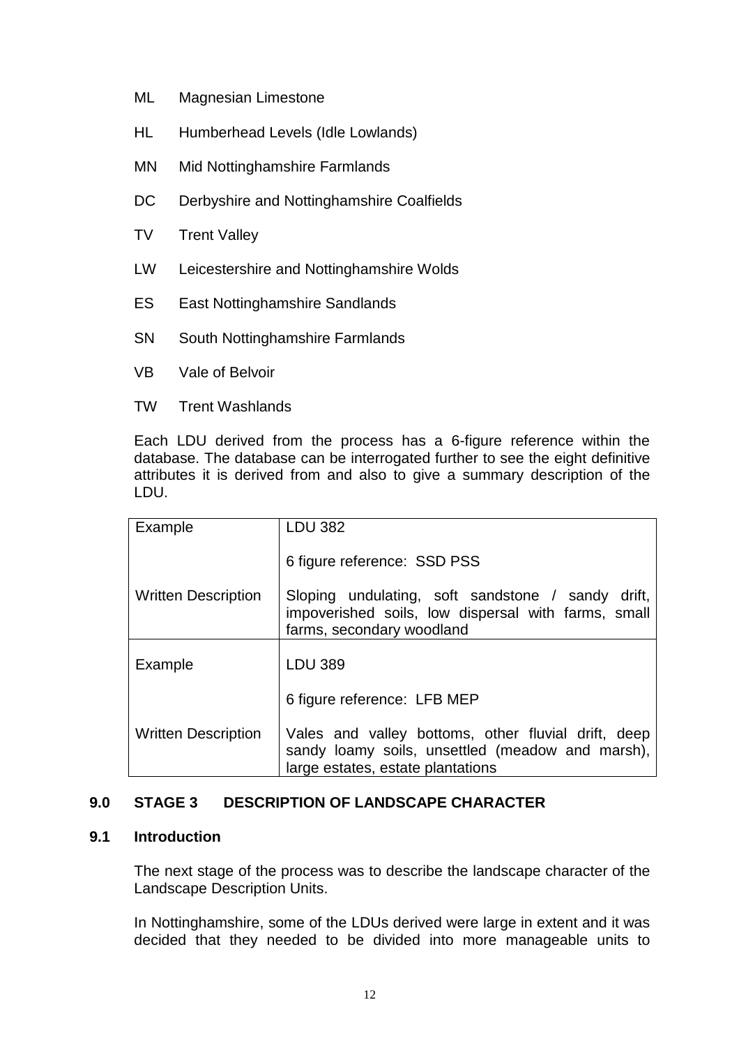- ML Magnesian Limestone
- HL Humberhead Levels (Idle Lowlands)
- MN Mid Nottinghamshire Farmlands
- DC Derbyshire and Nottinghamshire Coalfields
- TV Trent Valley
- LW Leicestershire and Nottinghamshire Wolds
- ES East Nottinghamshire Sandlands
- SN South Nottinghamshire Farmlands
- VB Vale of Belvoir
- TW Trent Washlands

Each LDU derived from the process has a 6-figure reference within the database. The database can be interrogated further to see the eight definitive attributes it is derived from and also to give a summary description of the LDU.

| Example | LDU 382<br><br>6 figure reference: SSD PSS |
|---|---|
| Written Description | Sloping undulating, soft sandstone / sandy drift, impoverished soils, low dispersal with farms, small farms, secondary woodland |
| Example | LDU 389<br><br>6 figure reference: LFB MEP |
| Written Description | Vales and valley bottoms, other fluvial drift, deep sandy loamy soils, unsettled (meadow and marsh), large estates, estate plantations |

## 9.0 STAGE 3 DESCRIPTION OF LANDSCAPE CHARACTER

### 9.1 Introduction

The next stage of the process was to describe the landscape character of the Landscape Description Units.

In Nottinghamshire, some of the LDUs derived were large in extent and it was decided that they needed to be divided into more manageable units to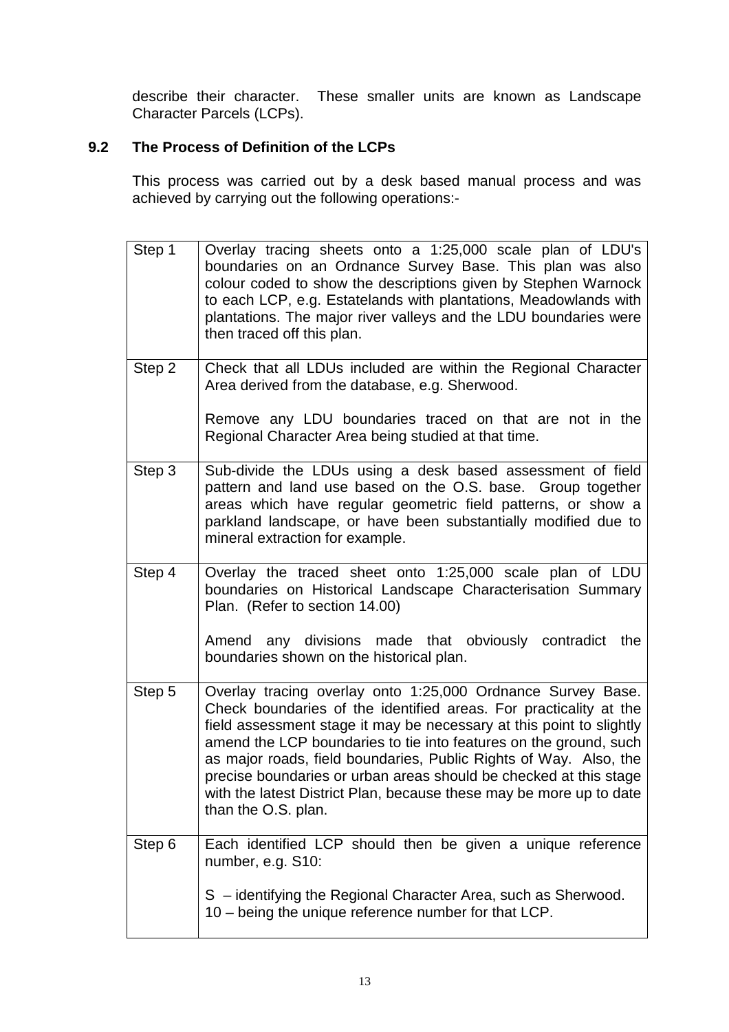describe their character. These smaller units are known as Landscape Character Parcels (LCPs).

## 9.2 The Process of Definition of the LCPs

This process was carried out by a desk based manual process and was achieved by carrying out the following operations:-

| | |
|---|---|
| Step 1 | Overlay tracing sheets onto a 1:25,000 scale plan of LDU's boundaries on an Ordnance Survey Base. This plan was also colour coded to show the descriptions given by Stephen Warnock to each LCP, e.g. Estatelands with plantations, Meadowlands with plantations. The major river valleys and the LDU boundaries were then traced off this plan. |
| Step 2 | Check that all LDUs included are within the Regional Character Area derived from the database, e.g. Sherwood.<br><br>Remove any LDU boundaries traced on that are not in the Regional Character Area being studied at that time. |
| Step 3 | Sub-divide the LDUs using a desk based assessment of field pattern and land use based on the O.S. base. Group together areas which have regular geometric field patterns, or show a parkland landscape, or have been substantially modified due to mineral extraction for example. |
| Step 4 | Overlay the traced sheet onto 1:25,000 scale plan of LDU boundaries on Historical Landscape Characterisation Summary Plan. (Refer to section 14.00)<br><br>Amend any divisions made that obviously contradict the boundaries shown on the historical plan. |
| Step 5 | Overlay tracing overlay onto 1:25,000 Ordnance Survey Base. Check boundaries of the identified areas. For practicality at the field assessment stage it may be necessary at this point to slightly amend the LCP boundaries to tie into features on the ground, such as major roads, field boundaries, Public Rights of Way. Also, the precise boundaries or urban areas should be checked at this stage with the latest District Plan, because these may be more up to date than the O.S. plan. |
| Step 6 | Each identified LCP should then be given a unique reference number, e.g. S10:<br><br>S – identifying the Regional Character Area, such as Sherwood.<br>10 – being the unique reference number for that LCP. |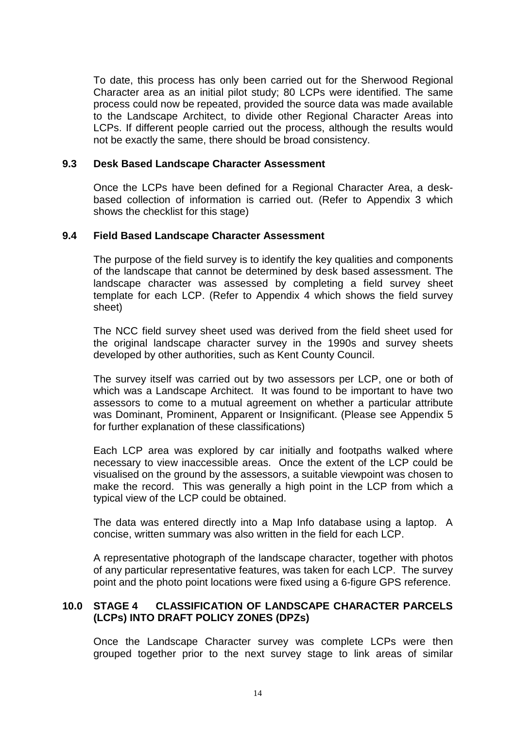To date, this process has only been carried out for the Sherwood Regional Character area as an initial pilot study; 80 LCPs were identified. The same process could now be repeated, provided the source data was made available to the Landscape Architect, to divide other Regional Character Areas into LCPs. If different people carried out the process, although the results would not be exactly the same, there should be broad consistency.

### 9.3 Desk Based Landscape Character Assessment

Once the LCPs have been defined for a Regional Character Area, a desk-based collection of information is carried out. (Refer to Appendix 3 which shows the checklist for this stage)

### 9.4 Field Based Landscape Character Assessment

The purpose of the field survey is to identify the key qualities and components of the landscape that cannot be determined by desk based assessment. The landscape character was assessed by completing a field survey sheet template for each LCP. (Refer to Appendix 4 which shows the field survey sheet)

The NCC field survey sheet used was derived from the field sheet used for the original landscape character survey in the 1990s and survey sheets developed by other authorities, such as Kent County Council.

The survey itself was carried out by two assessors per LCP, one or both of which was a Landscape Architect. It was found to be important to have two assessors to come to a mutual agreement on whether a particular attribute was Dominant, Prominent, Apparent or Insignificant. (Please see Appendix 5 for further explanation of these classifications)

Each LCP area was explored by car initially and footpaths walked where necessary to view inaccessible areas. Once the extent of the LCP could be visualised on the ground by the assessors, a suitable viewpoint was chosen to make the record. This was generally a high point in the LCP from which a typical view of the LCP could be obtained.

The data was entered directly into a Map Info database using a laptop. A concise, written summary was also written in the field for each LCP.

A representative photograph of the landscape character, together with photos of any particular representative features, was taken for each LCP. The survey point and the photo point locations were fixed using a 6-figure GPS reference.

## 10.0 STAGE 4 CLASSIFICATION OF LANDSCAPE CHARACTER PARCELS (LCPs) INTO DRAFT POLICY ZONES (DPZs)

Once the Landscape Character survey was complete LCPs were then grouped together prior to the next survey stage to link areas of similar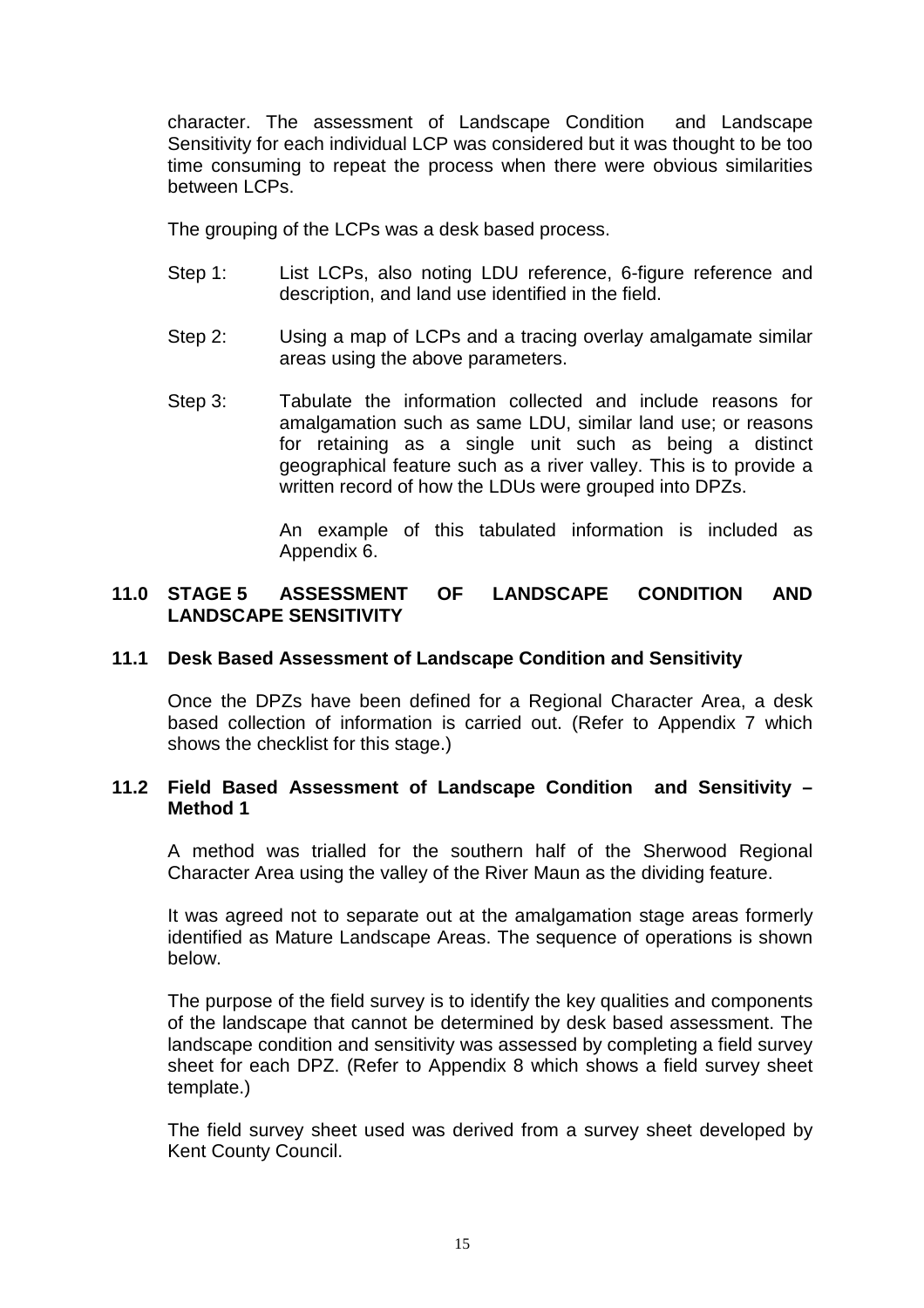character. The assessment of Landscape Condition and Landscape Sensitivity for each individual LCP was considered but it was thought to be too time consuming to repeat the process when there were obvious similarities between LCPs.

The grouping of the LCPs was a desk based process.

Step 1: List LCPs, also noting LDU reference, 6-figure reference and description, and land use identified in the field.

Step 2: Using a map of LCPs and a tracing overlay amalgamate similar areas using the above parameters.

Step 3: Tabulate the information collected and include reasons for amalgamation such as same LDU, similar land use; or reasons for retaining as a single unit such as being a distinct geographical feature such as a river valley. This is to provide a written record of how the LDUs were grouped into DPZs.

An example of this tabulated information is included as Appendix 6.

## 11.0 STAGE 5 ASSESSMENT OF LANDSCAPE CONDITION AND LANDSCAPE SENSITIVITY

### 11.1 Desk Based Assessment of Landscape Condition and Sensitivity

Once the DPZs have been defined for a Regional Character Area, a desk based collection of information is carried out. (Refer to Appendix 7 which shows the checklist for this stage.)

### 11.2 Field Based Assessment of Landscape Condition and Sensitivity – Method 1

A method was trialled for the southern half of the Sherwood Regional Character Area using the valley of the River Maun as the dividing feature.

It was agreed not to separate out at the amalgamation stage areas formerly identified as Mature Landscape Areas. The sequence of operations is shown below.

The purpose of the field survey is to identify the key qualities and components of the landscape that cannot be determined by desk based assessment. The landscape condition and sensitivity was assessed by completing a field survey sheet for each DPZ. (Refer to Appendix 8 which shows a field survey sheet template.)

The field survey sheet used was derived from a survey sheet developed by Kent County Council.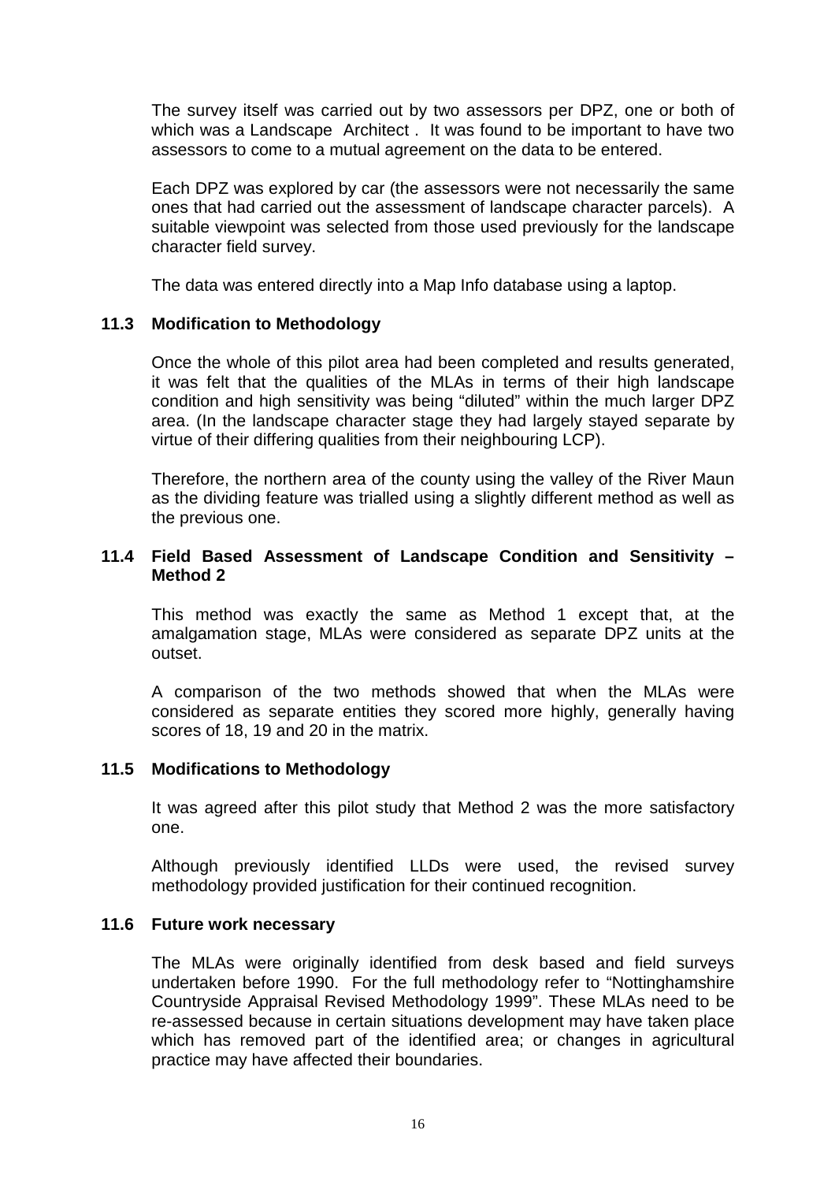The survey itself was carried out by two assessors per DPZ, one or both of which was a Landscape Architect . It was found to be important to have two assessors to come to a mutual agreement on the data to be entered.

Each DPZ was explored by car (the assessors were not necessarily the same ones that had carried out the assessment of landscape character parcels). A suitable viewpoint was selected from those used previously for the landscape character field survey.

The data was entered directly into a Map Info database using a laptop.

### 11.3 Modification to Methodology

Once the whole of this pilot area had been completed and results generated, it was felt that the qualities of the MLAs in terms of their high landscape condition and high sensitivity was being "diluted" within the much larger DPZ area. (In the landscape character stage they had largely stayed separate by virtue of their differing qualities from their neighbouring LCP).

Therefore, the northern area of the county using the valley of the River Maun as the dividing feature was trialled using a slightly different method as well as the previous one.

### 11.4 Field Based Assessment of Landscape Condition and Sensitivity – Method 2

This method was exactly the same as Method 1 except that, at the amalgamation stage, MLAs were considered as separate DPZ units at the outset.

A comparison of the two methods showed that when the MLAs were considered as separate entities they scored more highly, generally having scores of 18, 19 and 20 in the matrix.

### 11.5 Modifications to Methodology

It was agreed after this pilot study that Method 2 was the more satisfactory one.

Although previously identified LLDs were used, the revised survey methodology provided justification for their continued recognition.

### 11.6 Future work necessary

The MLAs were originally identified from desk based and field surveys undertaken before 1990. For the full methodology refer to "Nottinghamshire Countryside Appraisal Revised Methodology 1999". These MLAs need to be re-assessed because in certain situations development may have taken place which has removed part of the identified area; or changes in agricultural practice may have affected their boundaries.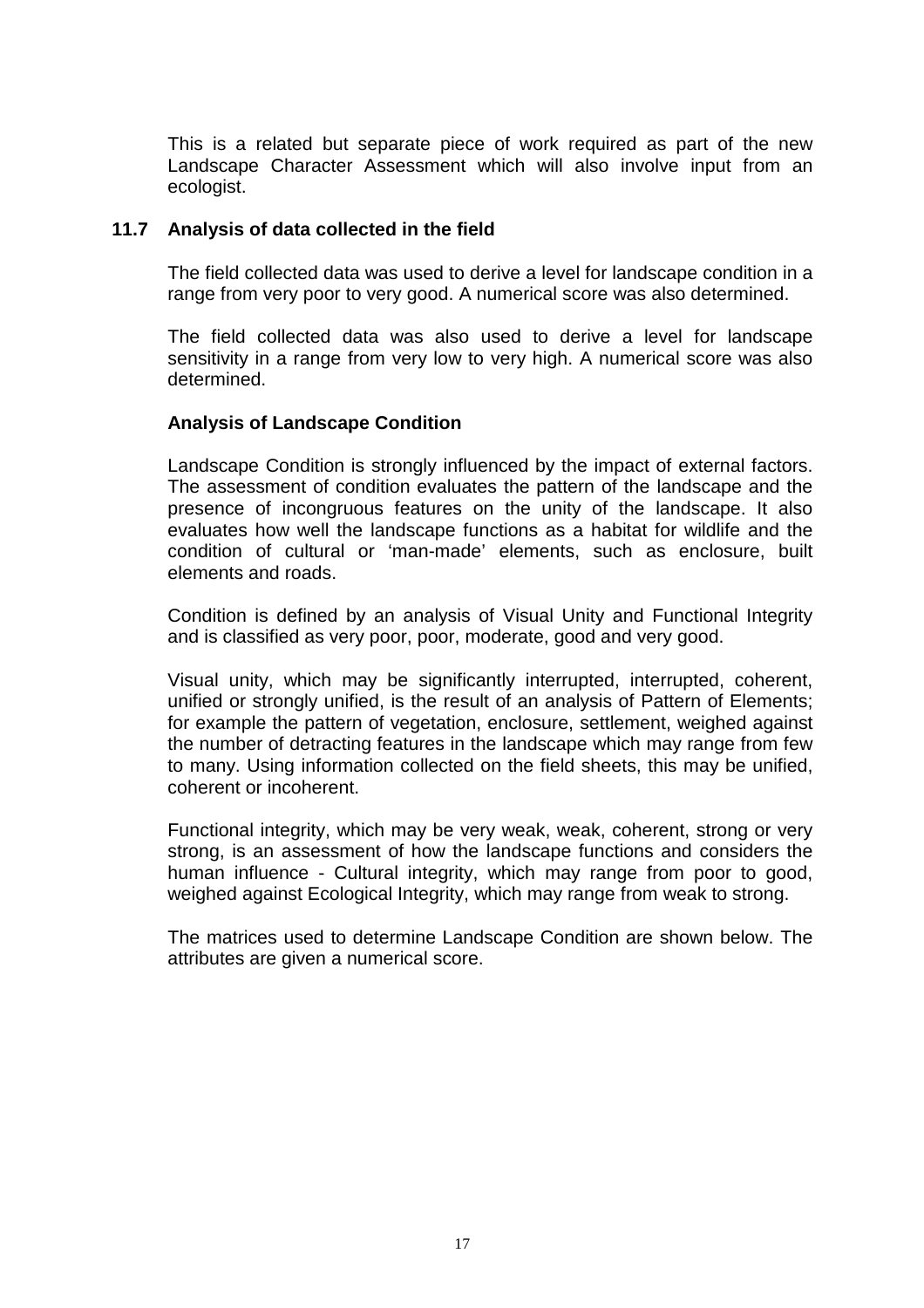This is a related but separate piece of work required as part of the new Landscape Character Assessment which will also involve input from an ecologist.

## 11.7 Analysis of data collected in the field

The field collected data was used to derive a level for landscape condition in a range from very poor to very good. A numerical score was also determined.

The field collected data was also used to derive a level for landscape sensitivity in a range from very low to very high. A numerical score was also determined.

### Analysis of Landscape Condition

Landscape Condition is strongly influenced by the impact of external factors. The assessment of condition evaluates the pattern of the landscape and the presence of incongruous features on the unity of the landscape. It also evaluates how well the landscape functions as a habitat for wildlife and the condition of cultural or 'man-made' elements, such as enclosure, built elements and roads.

Condition is defined by an analysis of Visual Unity and Functional Integrity and is classified as very poor, poor, moderate, good and very good.

Visual unity, which may be significantly interrupted, interrupted, coherent, unified or strongly unified, is the result of an analysis of Pattern of Elements; for example the pattern of vegetation, enclosure, settlement, weighed against the number of detracting features in the landscape which may range from few to many. Using information collected on the field sheets, this may be unified, coherent or incoherent.

Functional integrity, which may be very weak, weak, coherent, strong or very strong, is an assessment of how the landscape functions and considers the human influence - Cultural integrity, which may range from poor to good, weighed against Ecological Integrity, which may range from weak to strong.

The matrices used to determine Landscape Condition are shown below. The attributes are given a numerical score.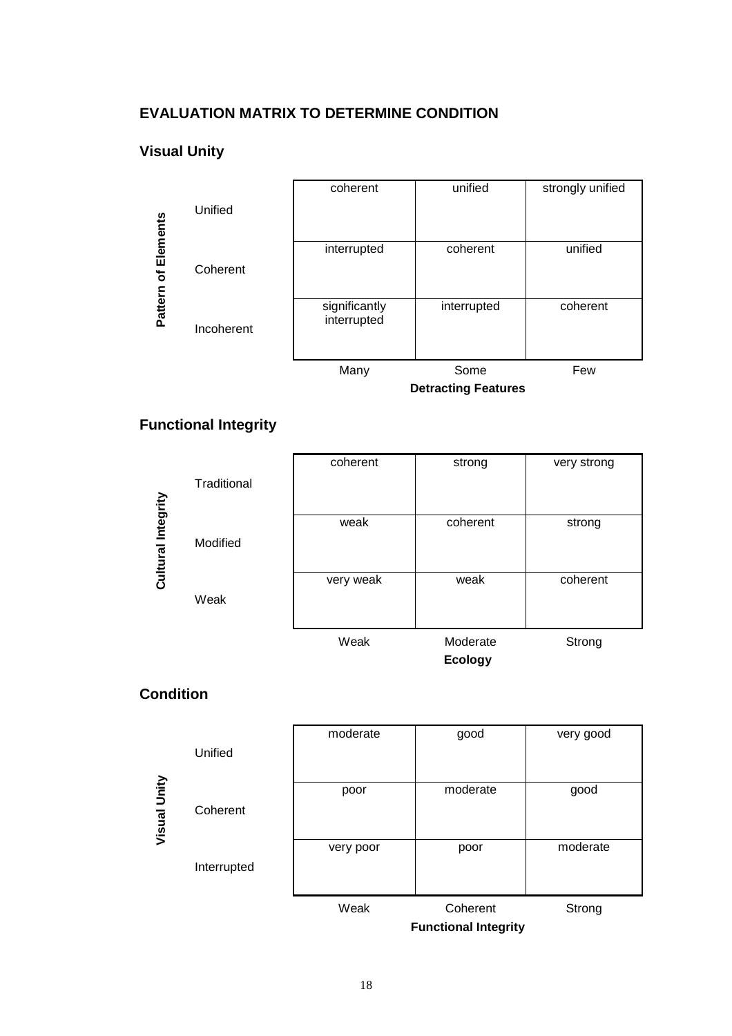## EVALUATION MATRIX TO DETERMINE CONDITION

### Visual Unity

| Pattern of Elements | | | |
|---|---|---|---|
| Unified | coherent | unified | strongly unified |
| Coherent | interrupted | coherent | unified |
| Incoherent | significantly interrupted | interrupted | coherent |
| | Many | Some | Few |
| | | **Detracting Features** | |

### Functional Integrity

| Cultural Integrity | | | |
|---|---|---|---|
| Traditional | coherent | strong | very strong |
| Modified | weak | coherent | strong |
| Weak | very weak | weak | coherent |
| | Weak | Moderate | Strong |
| | | **Ecology** | |

### Condition

| Visual Unity | | | |
|---|---|---|---|
| Unified | moderate | good | very good |
| Coherent | poor | moderate | good |
| Interrupted | very poor | poor | moderate |
| | Weak | Coherent | Strong |
| | | **Functional Integrity** | |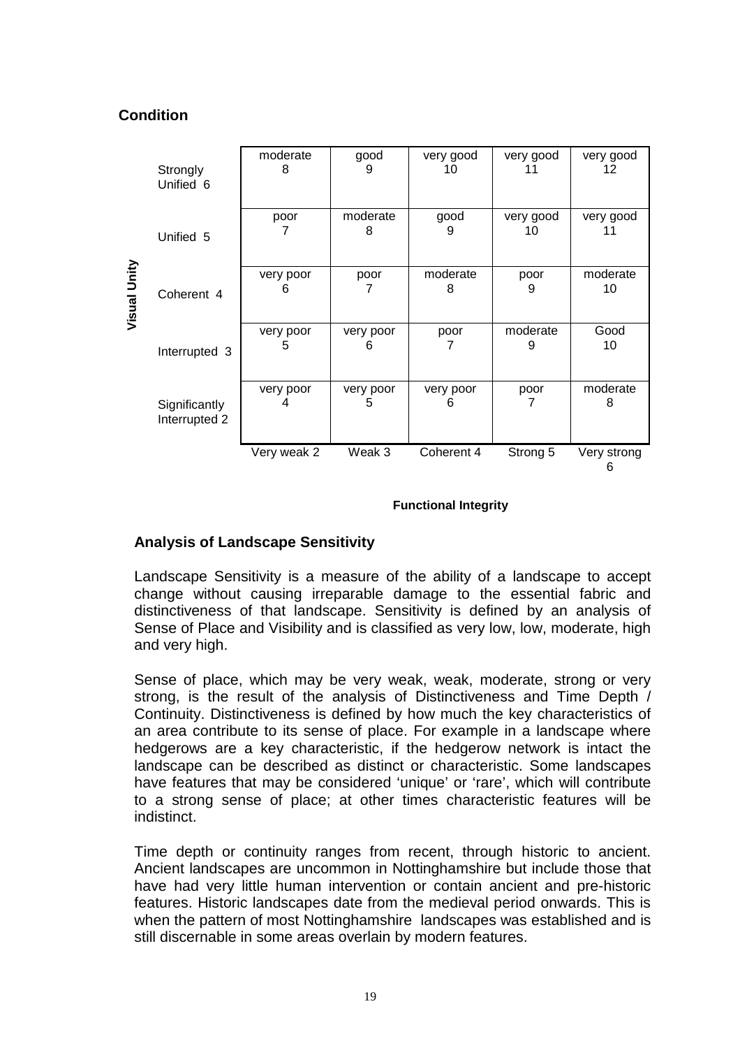### Condition

| Visual Unity | Very weak 2 | Weak 3 | Coherent 4 | Strong 5 | Very strong 6 |
|---|---|---|---|---|---|
| Strongly Unified 6 | moderate 8 | good 9 | very good 10 | very good 11 | very good 12 |
| Unified 5 | poor 7 | moderate 8 | good 9 | very good 10 | very good 11 |
| Coherent 4 | very poor 6 | poor 7 | moderate 8 | poor 9 | moderate 10 |
| Interrupted 3 | very poor 5 | very poor 6 | poor 7 | moderate 9 | Good 10 |
| Significantly Interrupted 2 | very poor 4 | very poor 5 | very poor 6 | poor 7 | moderate 8 |

**Functional Integrity**

### Analysis of Landscape Sensitivity

Landscape Sensitivity is a measure of the ability of a landscape to accept change without causing irreparable damage to the essential fabric and distinctiveness of that landscape. Sensitivity is defined by an analysis of Sense of Place and Visibility and is classified as very low, low, moderate, high and very high.

Sense of place, which may be very weak, weak, moderate, strong or very strong, is the result of the analysis of Distinctiveness and Time Depth / Continuity. Distinctiveness is defined by how much the key characteristics of an area contribute to its sense of place. For example in a landscape where hedgerows are a key characteristic, if the hedgerow network is intact the landscape can be described as distinct or characteristic. Some landscapes have features that may be considered 'unique' or 'rare', which will contribute to a strong sense of place; at other times characteristic features will be indistinct.

Time depth or continuity ranges from recent, through historic to ancient. Ancient landscapes are uncommon in Nottinghamshire but include those that have had very little human intervention or contain ancient and pre-historic features. Historic landscapes date from the medieval period onwards. This is when the pattern of most Nottinghamshire landscapes was established and is still discernable in some areas overlain by modern features.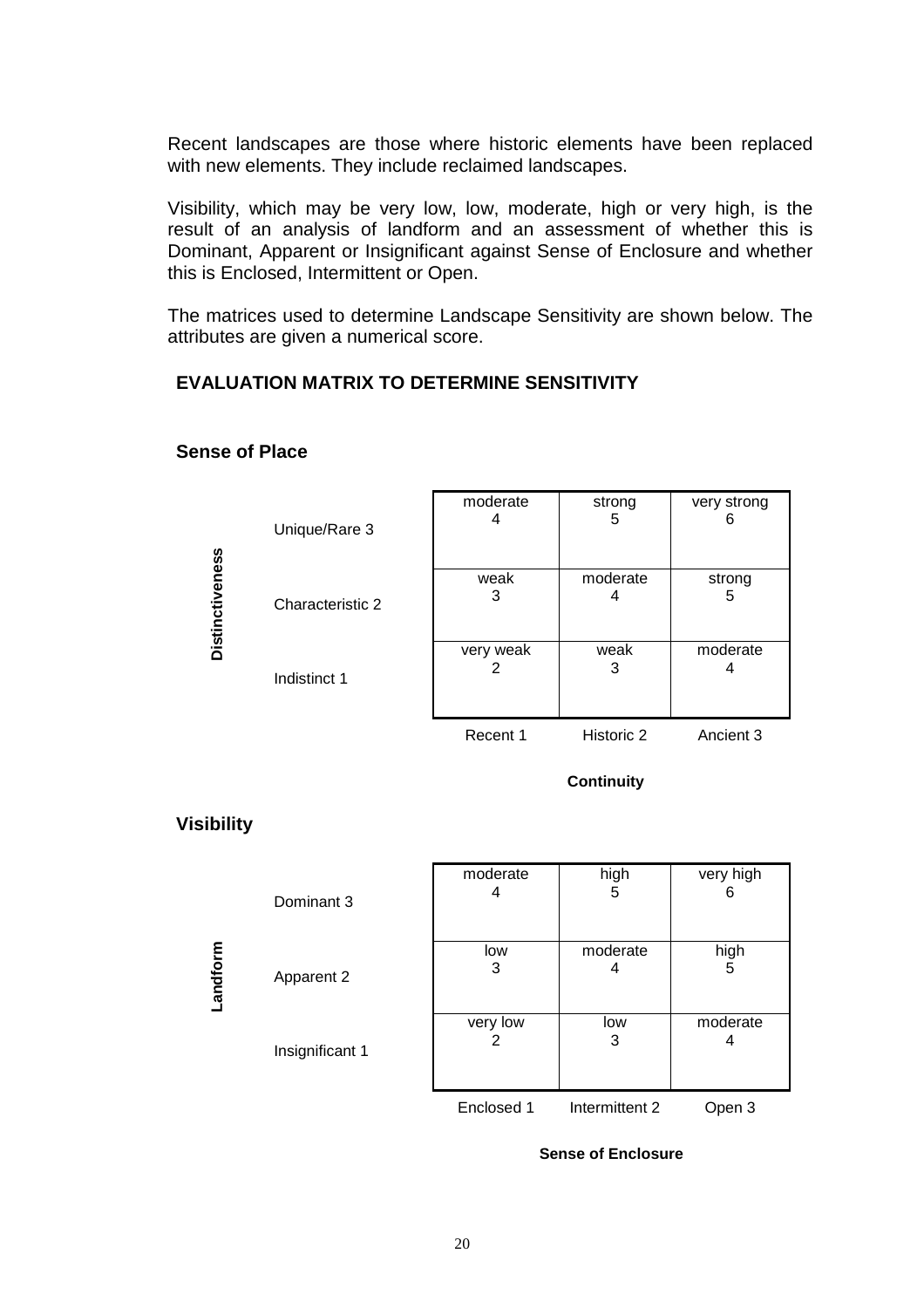Recent landscapes are those where historic elements have been replaced with new elements. They include reclaimed landscapes.

Visibility, which may be very low, low, moderate, high or very high, is the result of an analysis of landform and an assessment of whether this is Dominant, Apparent or Insignificant against Sense of Enclosure and whether this is Enclosed, Intermittent or Open.

The matrices used to determine Landscape Sensitivity are shown below. The attributes are given a numerical score.

### EVALUATION MATRIX TO DETERMINE SENSITIVITY

#### Sense of Place

| Distinctiveness | Recent 1 | Historic 2 | Ancient 3 |
|---|---|---|---|
| Unique/Rare 3 | moderate 4 | strong 5 | very strong 6 |
| Characteristic 2 | weak 3 | moderate 4 | strong 5 |
| Indistinct 1 | very weak 2 | weak 3 | moderate 4 |

**Continuity**

#### Visibility

| Landform | Enclosed 1 | Intermittent 2 | Open 3 |
|---|---|---|---|
| Dominant 3 | moderate 4 | high 5 | very high 6 |
| Apparent 2 | low 3 | moderate 4 | high 5 |
| Insignificant 1 | very low 2 | low 3 | moderate 4 |

**Sense of Enclosure**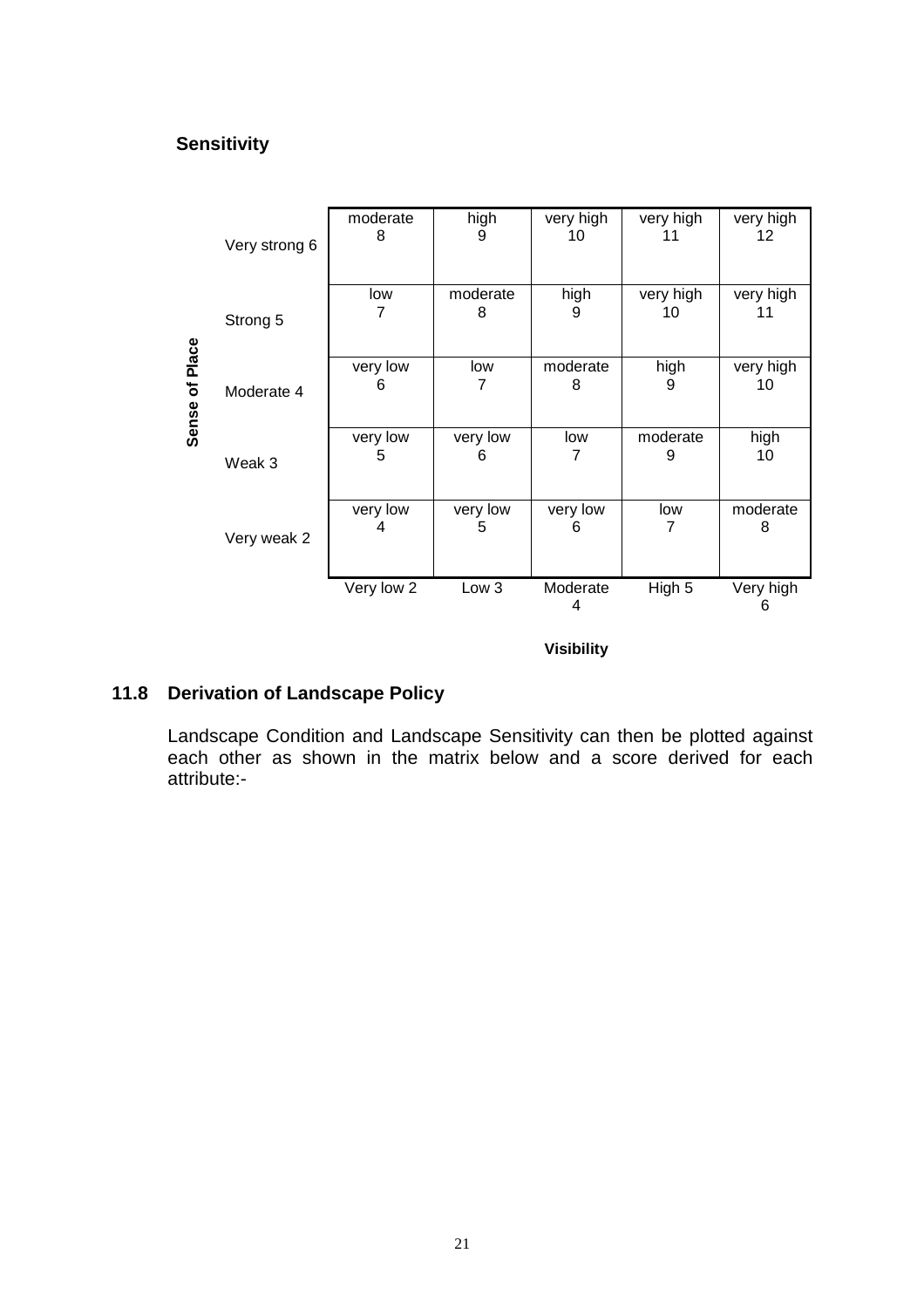**Sensitivity**

| Sense of Place | | | | | |
|---|---|---|---|---|---|
| Very strong 6 | moderate 8 | high 9 | very high 10 | very high 11 | very high 12 |
| Strong 5 | low 7 | moderate 8 | high 9 | very high 10 | very high 11 |
| Moderate 4 | very low 6 | low 7 | moderate 8 | high 9 | very high 10 |
| Weak 3 | very low 5 | very low 6 | low 7 | moderate 9 | high 10 |
| Very weak 2 | very low 4 | very low 5 | very low 6 | low 7 | moderate 8 |
| | Very low 2 | Low 3 | Moderate 4 | High 5 | Very high 6 |

**Visibility**

## 11.8 Derivation of Landscape Policy

Landscape Condition and Landscape Sensitivity can then be plotted against each other as shown in the matrix below and a score derived for each attribute:-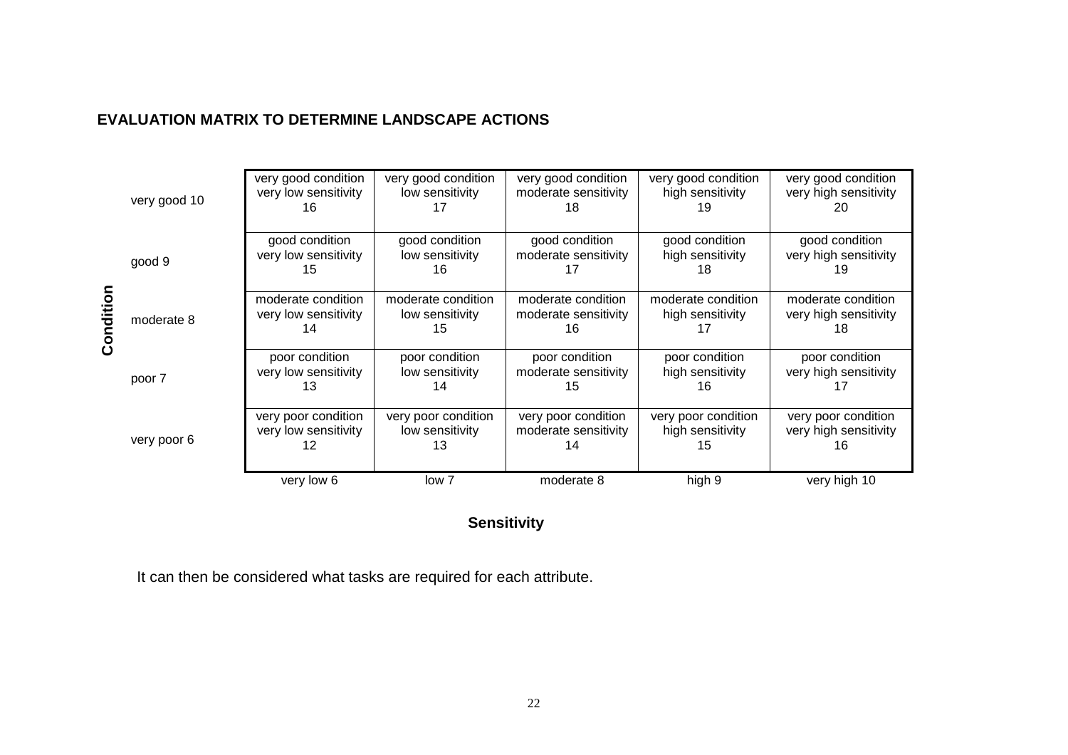**EVALUATION MATRIX TO DETERMINE LANDSCAPE ACTIONS**

| Condition | very low 6 | low 7 | moderate 8 | high 9 | very high 10 |
|---|---|---|---|---|---|
| very good 10 | very good condition very low sensitivity 16 | very good condition low sensitivity 17 | very good condition moderate sensitivity 18 | very good condition high sensitivity 19 | very good condition very high sensitivity 20 |
| good 9 | good condition very low sensitivity 15 | good condition low sensitivity 16 | good condition moderate sensitivity 17 | good condition high sensitivity 18 | good condition very high sensitivity 19 |
| moderate 8 | moderate condition very low sensitivity 14 | moderate condition low sensitivity 15 | moderate condition moderate sensitivity 16 | moderate condition high sensitivity 17 | moderate condition very high sensitivity 18 |
| poor 7 | poor condition very low sensitivity 13 | poor condition low sensitivity 14 | poor condition moderate sensitivity 15 | poor condition high sensitivity 16 | poor condition very high sensitivity 17 |
| very poor 6 | very poor condition very low sensitivity 12 | very poor condition low sensitivity 13 | very poor condition moderate sensitivity 14 | very poor condition high sensitivity 15 | very poor condition very high sensitivity 16 |

**Sensitivity**

It can then be considered what tasks are required for each attribute.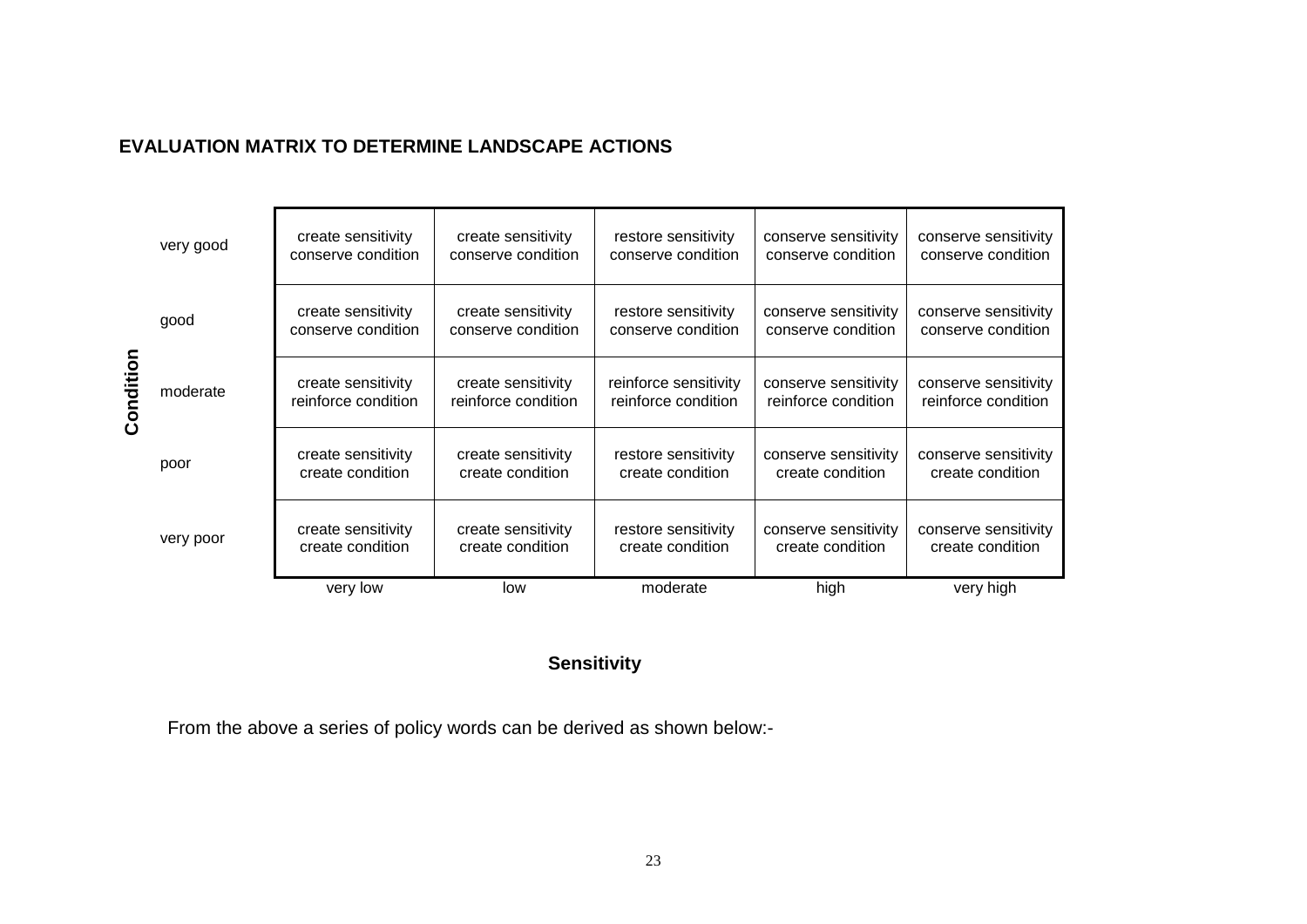**EVALUATION MATRIX TO DETERMINE LANDSCAPE ACTIONS**

| Condition | very low | low | moderate | high | very high |
|---|---|---|---|---|---|
| very good | create sensitivity conserve condition | create sensitivity conserve condition | restore sensitivity conserve condition | conserve sensitivity conserve condition | conserve sensitivity conserve condition |
| good | create sensitivity conserve condition | create sensitivity conserve condition | restore sensitivity conserve condition | conserve sensitivity conserve condition | conserve sensitivity conserve condition |
| moderate | create sensitivity reinforce condition | create sensitivity reinforce condition | reinforce sensitivity reinforce condition | conserve sensitivity reinforce condition | conserve sensitivity reinforce condition |
| poor | create sensitivity create condition | create sensitivity create condition | restore sensitivity create condition | conserve sensitivity create condition | conserve sensitivity create condition |
| very poor | create sensitivity create condition | create sensitivity create condition | restore sensitivity create condition | conserve sensitivity create condition | conserve sensitivity create condition |

**Sensitivity**

From the above a series of policy words can be derived as shown below:-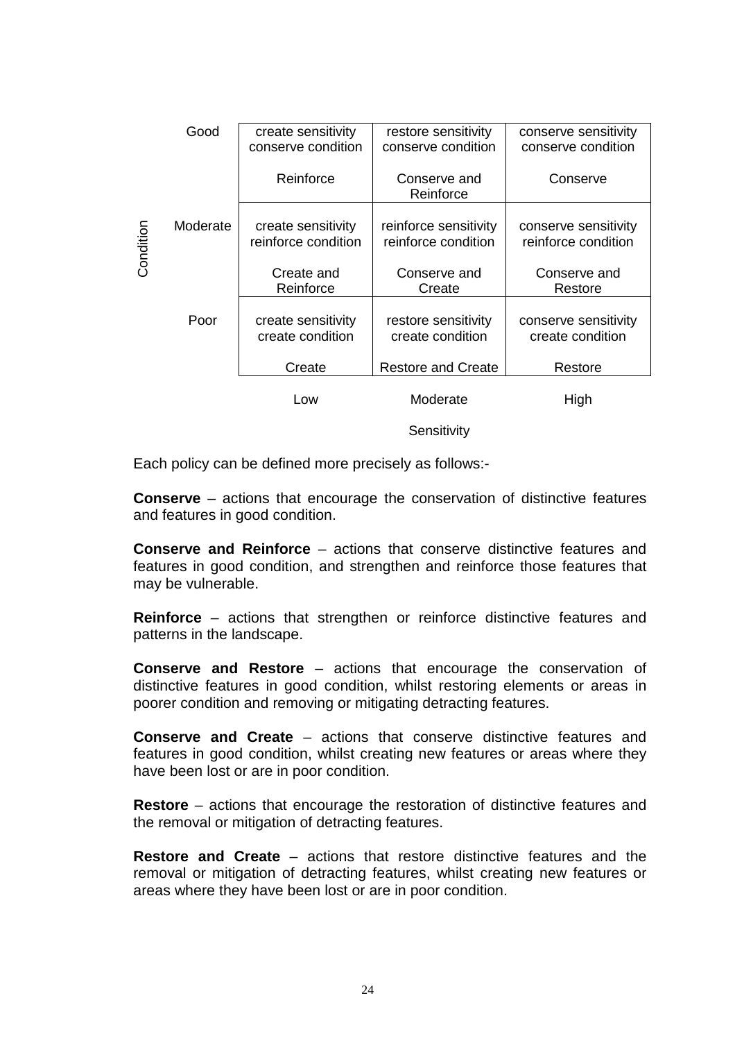| Condition | | Low | Moderate | High |
|---|---|---|---|---|
| | Good | create sensitivity conserve condition<br><br>Reinforce | restore sensitivity conserve condition<br><br>Conserve and Reinforce | conserve sensitivity conserve condition<br><br>Conserve |
| | Moderate | create sensitivity reinforce condition<br><br>Create and Reinforce | reinforce sensitivity reinforce condition<br><br>Conserve and Create | conserve sensitivity reinforce condition<br><br>Conserve and Restore |
| | Poor | create sensitivity create condition<br><br>Create | restore sensitivity create condition<br><br>Restore and Create | conserve sensitivity create condition<br><br>Restore |
| | | | Sensitivity | |

Each policy can be defined more precisely as follows:-

**Conserve** – actions that encourage the conservation of distinctive features and features in good condition.

**Conserve and Reinforce** – actions that conserve distinctive features and features in good condition, and strengthen and reinforce those features that may be vulnerable.

**Reinforce** – actions that strengthen or reinforce distinctive features and patterns in the landscape.

**Conserve and Restore** – actions that encourage the conservation of distinctive features in good condition, whilst restoring elements or areas in poorer condition and removing or mitigating detracting features.

**Conserve and Create** – actions that conserve distinctive features and features in good condition, whilst creating new features or areas where they have been lost or are in poor condition.

**Restore** – actions that encourage the restoration of distinctive features and the removal or mitigation of detracting features.

**Restore and Create** – actions that restore distinctive features and the removal or mitigation of detracting features, whilst creating new features or areas where they have been lost or are in poor condition.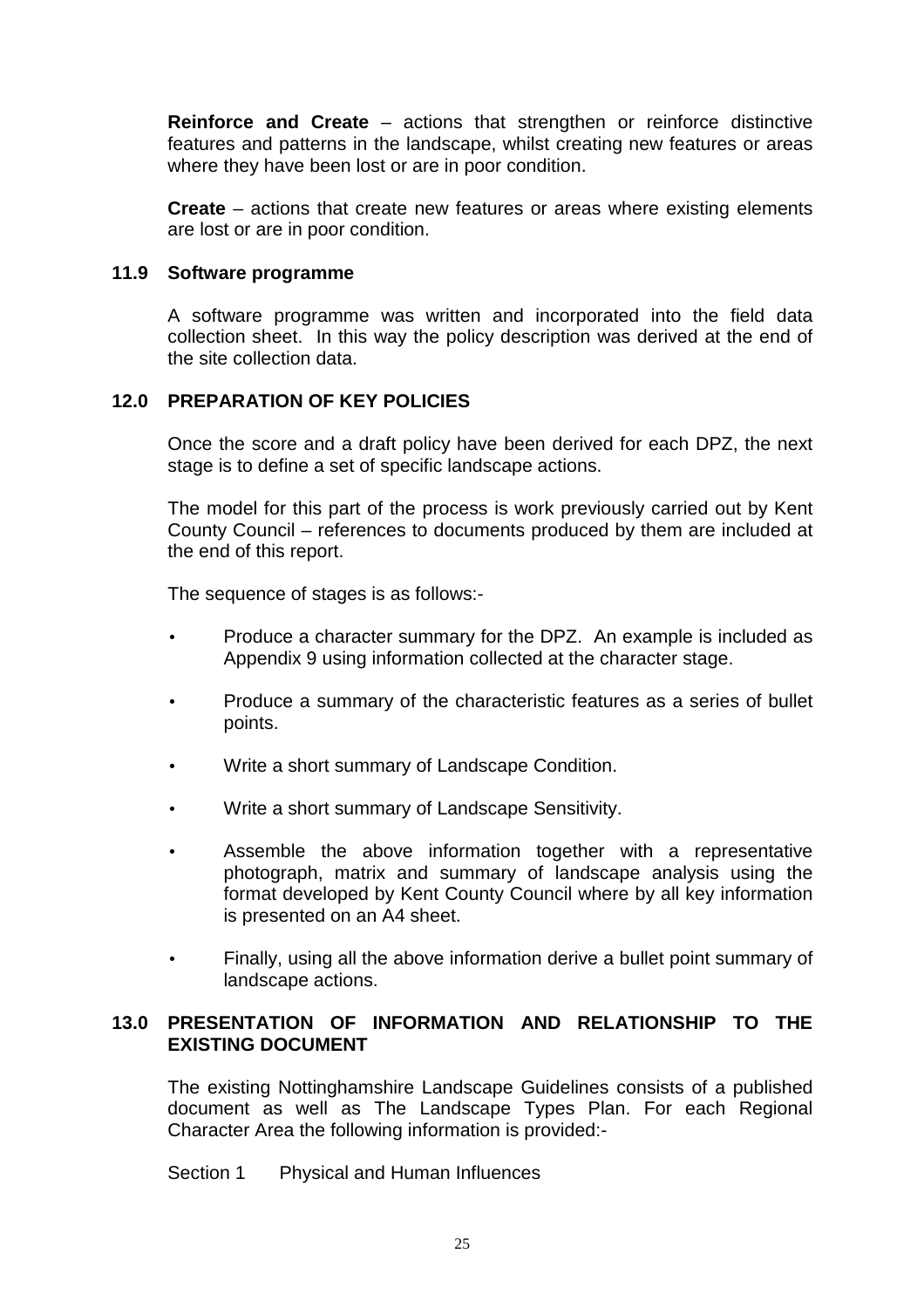**Reinforce and Create** – actions that strengthen or reinforce distinctive features and patterns in the landscape, whilst creating new features or areas where they have been lost or are in poor condition.

**Create** – actions that create new features or areas where existing elements are lost or are in poor condition.

### 11.9 Software programme

A software programme was written and incorporated into the field data collection sheet. In this way the policy description was derived at the end of the site collection data.

## 12.0 PREPARATION OF KEY POLICIES

Once the score and a draft policy have been derived for each DPZ, the next stage is to define a set of specific landscape actions.

The model for this part of the process is work previously carried out by Kent County Council – references to documents produced by them are included at the end of this report.

The sequence of stages is as follows:-

- Produce a character summary for the DPZ. An example is included as Appendix 9 using information collected at the character stage.
- Produce a summary of the characteristic features as a series of bullet points.
- Write a short summary of Landscape Condition.
- Write a short summary of Landscape Sensitivity.
- Assemble the above information together with a representative photograph, matrix and summary of landscape analysis using the format developed by Kent County Council where by all key information is presented on an A4 sheet.
- Finally, using all the above information derive a bullet point summary of landscape actions.

## 13.0 PRESENTATION OF INFORMATION AND RELATIONSHIP TO THE EXISTING DOCUMENT

The existing Nottinghamshire Landscape Guidelines consists of a published document as well as The Landscape Types Plan. For each Regional Character Area the following information is provided:-

Section 1 Physical and Human Influences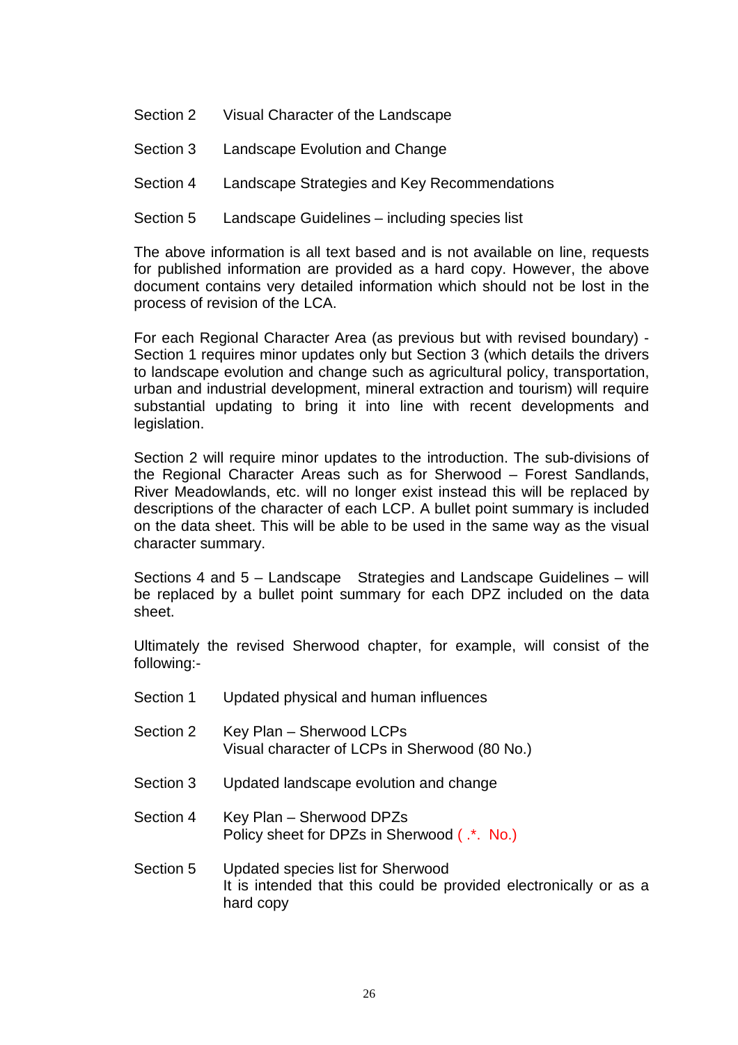| | |
|---|---|
| Section 2 | Visual Character of the Landscape |
| Section 3 | Landscape Evolution and Change |
| Section 4 | Landscape Strategies and Key Recommendations |
| Section 5 | Landscape Guidelines – including species list |

The above information is all text based and is not available on line, requests for published information are provided as a hard copy. However, the above document contains very detailed information which should not be lost in the process of revision of the LCA.

For each Regional Character Area (as previous but with revised boundary) - Section 1 requires minor updates only but Section 3 (which details the drivers to landscape evolution and change such as agricultural policy, transportation, urban and industrial development, mineral extraction and tourism) will require substantial updating to bring it into line with recent developments and legislation.

Section 2 will require minor updates to the introduction. The sub-divisions of the Regional Character Areas such as for Sherwood – Forest Sandlands, River Meadowlands, etc. will no longer exist instead this will be replaced by descriptions of the character of each LCP. A bullet point summary is included on the data sheet. This will be able to be used in the same way as the visual character summary.

Sections 4 and 5 – Landscape Strategies and Landscape Guidelines – will be replaced by a bullet point summary for each DPZ included on the data sheet.

Ultimately the revised Sherwood chapter, for example, will consist of the following:-

| | |
|---|---|
| Section 1 | Updated physical and human influences |
| Section 2 | Key Plan – Sherwood LCPs<br>Visual character of LCPs in Sherwood (80 No.) |
| Section 3 | Updated landscape evolution and change |
| Section 4 | Key Plan – Sherwood DPZs<br>Policy sheet for DPZs in Sherwood ( .*. No.) |
| Section 5 | Updated species list for Sherwood<br>It is intended that this could be provided electronically or as a hard copy |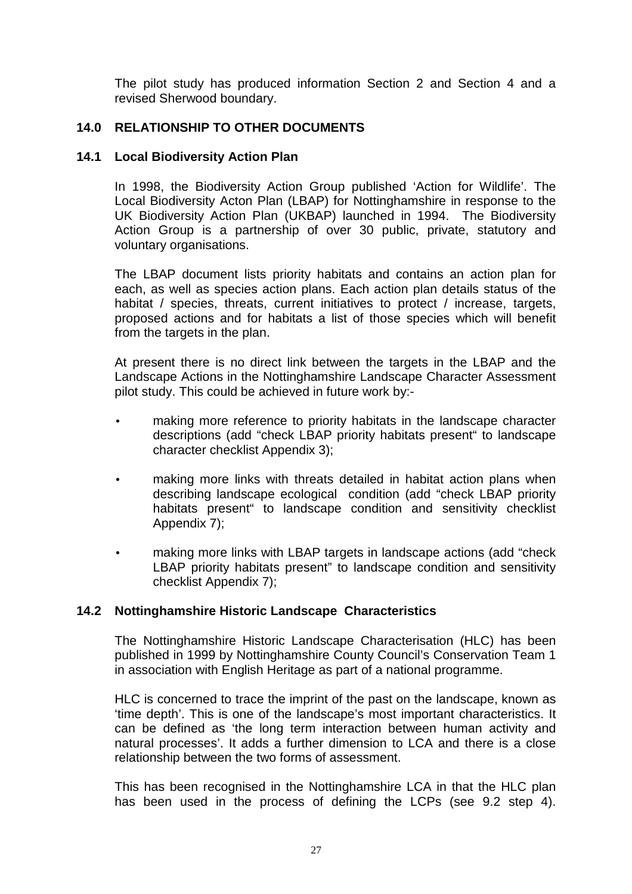The pilot study has produced information Section 2 and Section 4 and a revised Sherwood boundary.

## 14.0 RELATIONSHIP TO OTHER DOCUMENTS

### 14.1 Local Biodiversity Action Plan

In 1998, the Biodiversity Action Group published 'Action for Wildlife'. The Local Biodiversity Acton Plan (LBAP) for Nottinghamshire in response to the UK Biodiversity Action Plan (UKBAP) launched in 1994. The Biodiversity Action Group is a partnership of over 30 public, private, statutory and voluntary organisations.

The LBAP document lists priority habitats and contains an action plan for each, as well as species action plans. Each action plan details status of the habitat / species, threats, current initiatives to protect / increase, targets, proposed actions and for habitats a list of those species which will benefit from the targets in the plan.

At present there is no direct link between the targets in the LBAP and the Landscape Actions in the Nottinghamshire Landscape Character Assessment pilot study. This could be achieved in future work by:-

- making more reference to priority habitats in the landscape character descriptions (add "check LBAP priority habitats present" to landscape character checklist Appendix 3);
- making more links with threats detailed in habitat action plans when describing landscape ecological condition (add "check LBAP priority habitats present" to landscape condition and sensitivity checklist Appendix 7);
- making more links with LBAP targets in landscape actions (add "check LBAP priority habitats present" to landscape condition and sensitivity checklist Appendix 7);

### 14.2 Nottinghamshire Historic Landscape Characteristics

The Nottinghamshire Historic Landscape Characterisation (HLC) has been published in 1999 by Nottinghamshire County Council's Conservation Team 1 in association with English Heritage as part of a national programme.

HLC is concerned to trace the imprint of the past on the landscape, known as 'time depth'. This is one of the landscape's most important characteristics. It can be defined as 'the long term interaction between human activity and natural processes'. It adds a further dimension to LCA and there is a close relationship between the two forms of assessment.

This has been recognised in the Nottinghamshire LCA in that the HLC plan has been used in the process of defining the LCPs (see 9.2 step 4).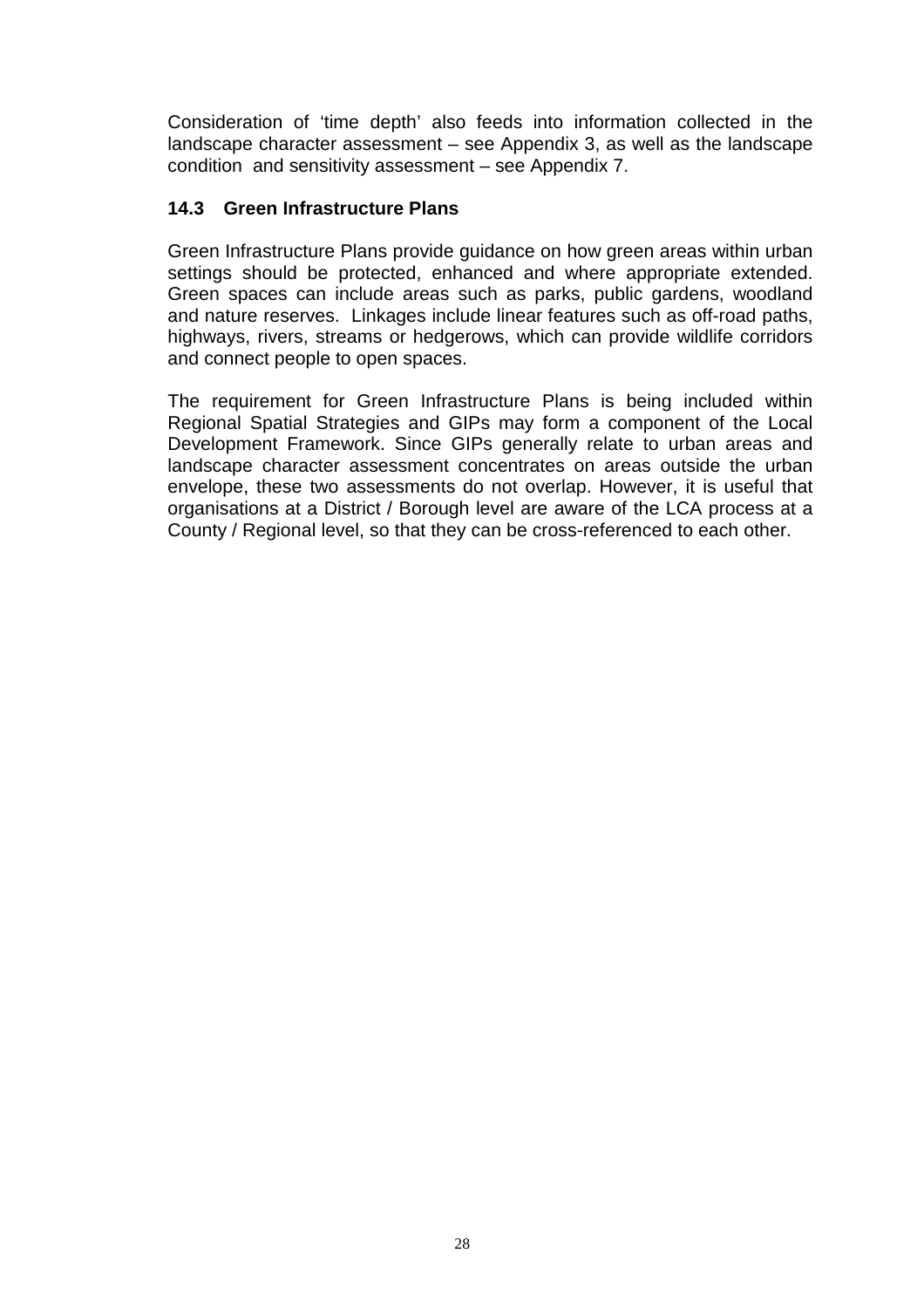Consideration of 'time depth' also feeds into information collected in the landscape character assessment – see Appendix 3, as well as the landscape condition and sensitivity assessment – see Appendix 7.

### 14.3 Green Infrastructure Plans

Green Infrastructure Plans provide guidance on how green areas within urban settings should be protected, enhanced and where appropriate extended. Green spaces can include areas such as parks, public gardens, woodland and nature reserves. Linkages include linear features such as off-road paths, highways, rivers, streams or hedgerows, which can provide wildlife corridors and connect people to open spaces.

The requirement for Green Infrastructure Plans is being included within Regional Spatial Strategies and GIPs may form a component of the Local Development Framework. Since GIPs generally relate to urban areas and landscape character assessment concentrates on areas outside the urban envelope, these two assessments do not overlap. However, it is useful that organisations at a District / Borough level are aware of the LCA process at a County / Regional level, so that they can be cross-referenced to each other.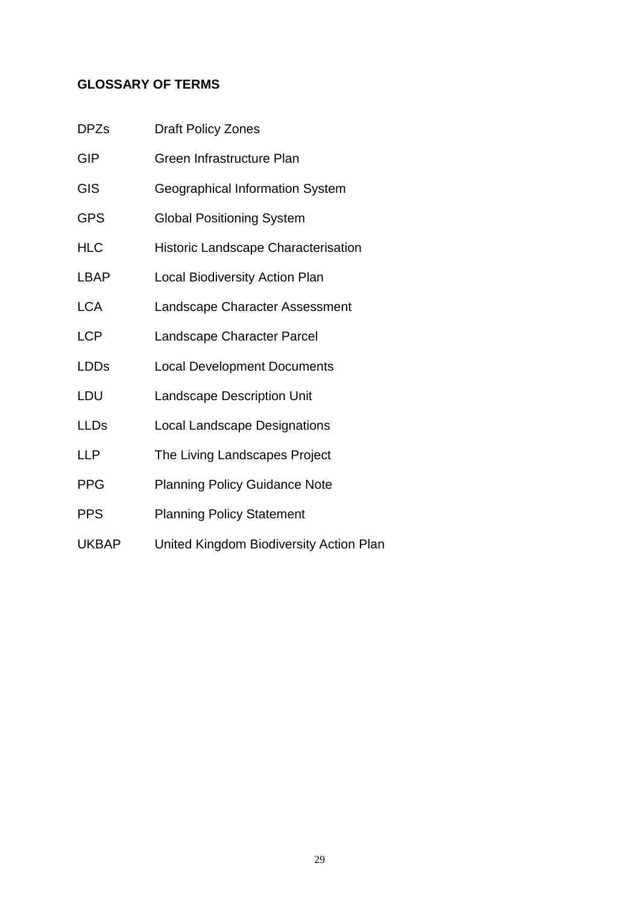## GLOSSARY OF TERMS

| | |
|---|---|
| DPZs | Draft Policy Zones |
| GIP | Green Infrastructure Plan |
| GIS | Geographical Information System |
| GPS | Global Positioning System |
| HLC | Historic Landscape Characterisation |
| LBAP | Local Biodiversity Action Plan |
| LCA | Landscape Character Assessment |
| LCP | Landscape Character Parcel |
| LDDs | Local Development Documents |
| LDU | Landscape Description Unit |
| LLDs | Local Landscape Designations |
| LLP | The Living Landscapes Project |
| PPG | Planning Policy Guidance Note |
| PPS | Planning Policy Statement |
| UKBAP | United Kingdom Biodiversity Action Plan |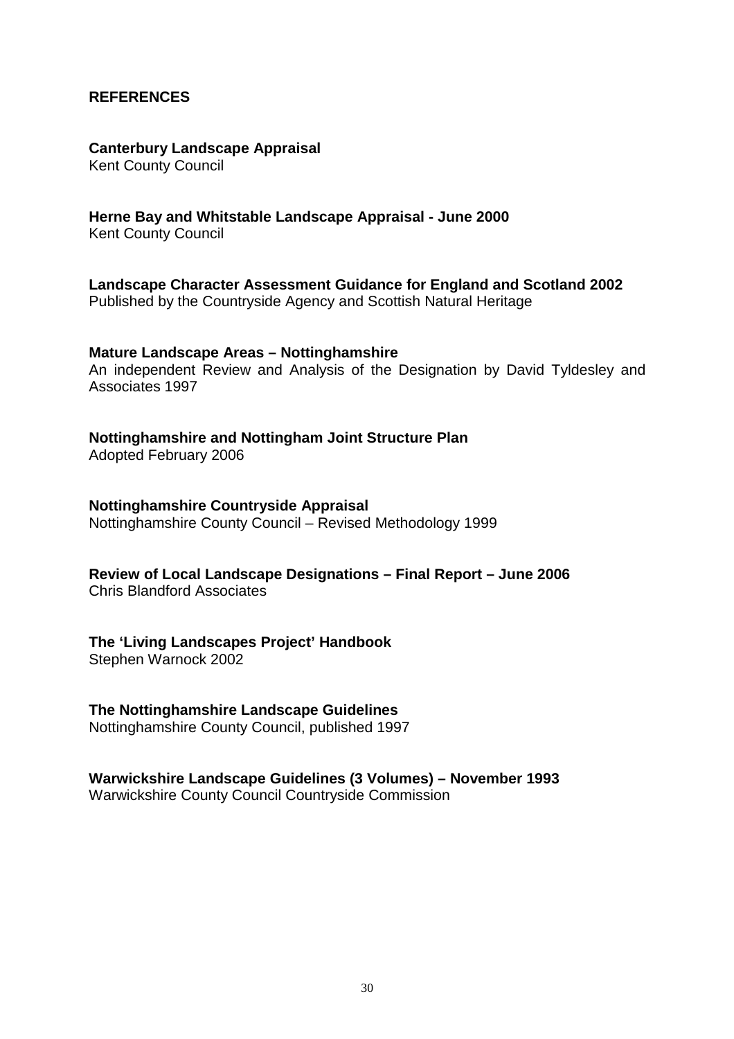## REFERENCES

**Canterbury Landscape Appraisal**
Kent County Council

**Herne Bay and Whitstable Landscape Appraisal - June 2000**
Kent County Council

**Landscape Character Assessment Guidance for England and Scotland 2002**
Published by the Countryside Agency and Scottish Natural Heritage

**Mature Landscape Areas – Nottinghamshire**
An independent Review and Analysis of the Designation by David Tyldesley and Associates 1997

**Nottinghamshire and Nottingham Joint Structure Plan**
Adopted February 2006

**Nottinghamshire Countryside Appraisal**
Nottinghamshire County Council – Revised Methodology 1999

**Review of Local Landscape Designations – Final Report – June 2006**
Chris Blandford Associates

**The 'Living Landscapes Project' Handbook**
Stephen Warnock 2002

**The Nottinghamshire Landscape Guidelines**
Nottinghamshire County Council, published 1997

**Warwickshire Landscape Guidelines (3 Volumes) – November 1993**
Warwickshire County Council Countryside Commission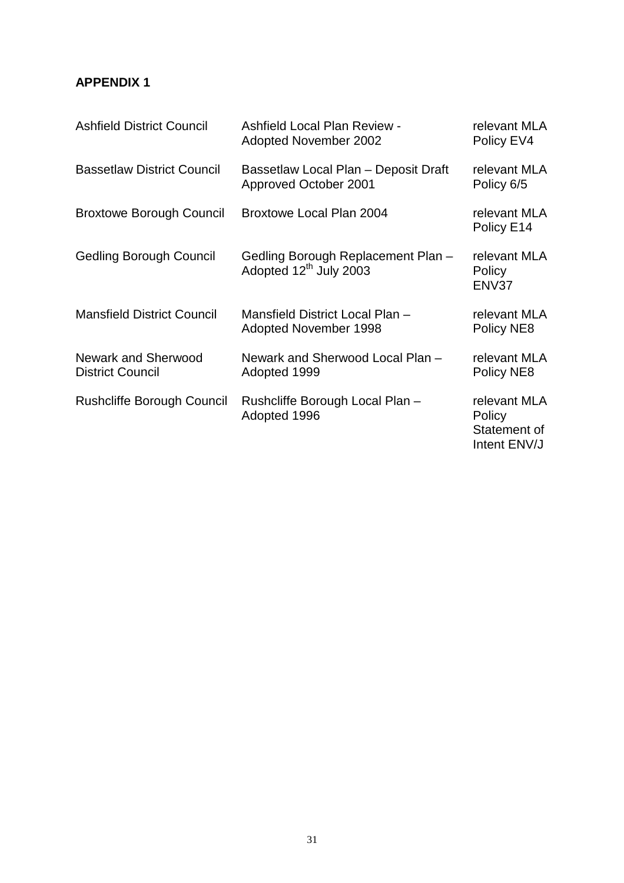**APPENDIX 1**

| | | |
|---|---|---|
| Ashfield District Council | Ashfield Local Plan Review - Adopted November 2002 | relevant MLA Policy EV4 |
| Bassetlaw District Council | Bassetlaw Local Plan – Deposit Draft Approved October 2001 | relevant MLA Policy 6/5 |
| Broxtowe Borough Council | Broxtowe Local Plan 2004 | relevant MLA Policy E14 |
| Gedling Borough Council | Gedling Borough Replacement Plan – Adopted 12th July 2003 | relevant MLA Policy ENV37 |
| Mansfield District Council | Mansfield District Local Plan – Adopted November 1998 | relevant MLA Policy NE8 |
| Newark and Sherwood District Council | Newark and Sherwood Local Plan – Adopted 1999 | relevant MLA Policy NE8 |
| Rushcliffe Borough Council | Rushcliffe Borough Local Plan – Adopted 1996 | relevant MLA Policy Statement of Intent ENV/J |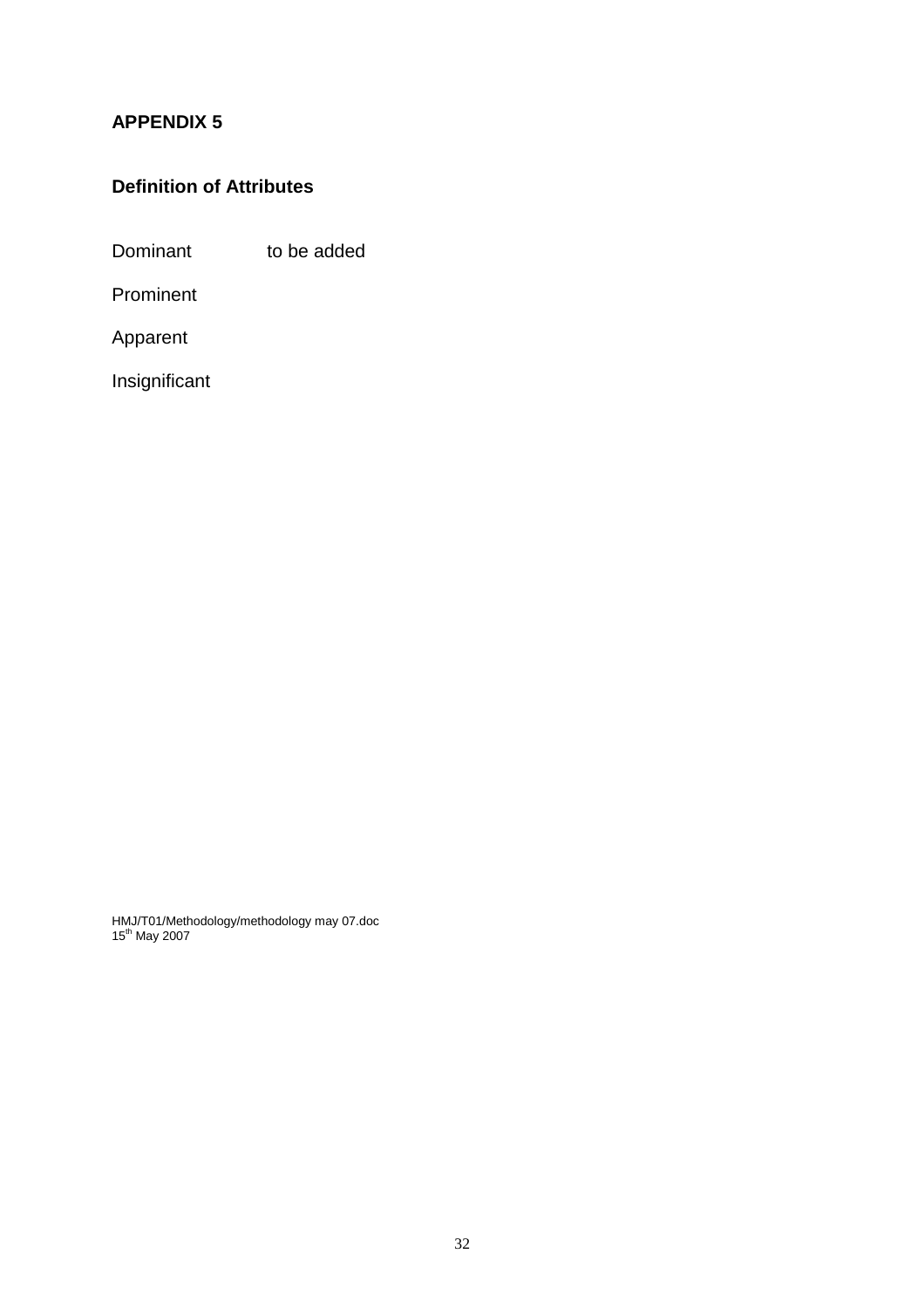# APPENDIX 5

## Definition of Attributes

Dominant to be added

Prominent

Apparent

Insignificant

HMJ/T01/Methodology/methodology may 07.doc
15th May 2007